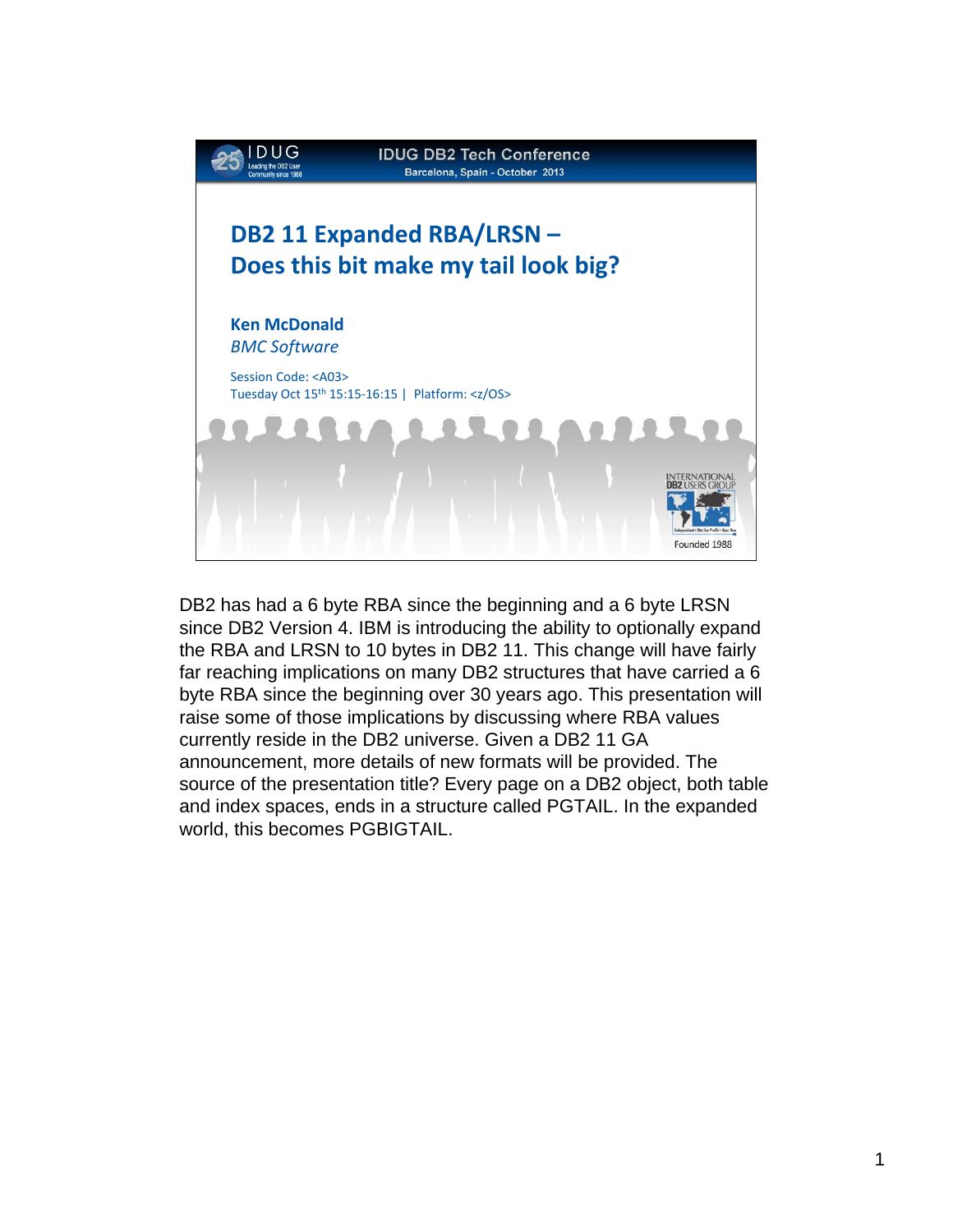IDUG DB2 Tech Conference

Barcelona, Spain - October 2013

# DB2 11 Expanded RBA/LRSN – Does this bit make my tail look big?

**Ken McDonald**

*BMC Software*

Session Code: <A03>

Tuesday Oct 15th 15:15-16:15 | Platform: <z/OS>

DB2 has had a 6 byte RBA since the beginning and a 6 byte LRSN since DB2 Version 4. IBM is introducing the ability to optionally expand the RBA and LRSN to 10 bytes in DB2 11. This change will have fairly far reaching implications on many DB2 structures that have carried a 6 byte RBA since the beginning over 30 years ago. This presentation will raise some of those implications by discussing where RBA values currently reside in the DB2 universe. Given a DB2 11 GA announcement, more details of new formats will be provided. The source of the presentation title? Every page on a DB2 object, both table and index spaces, ends in a structure called PGTAIL. In the expanded world, this becomes PGBIGTAIL.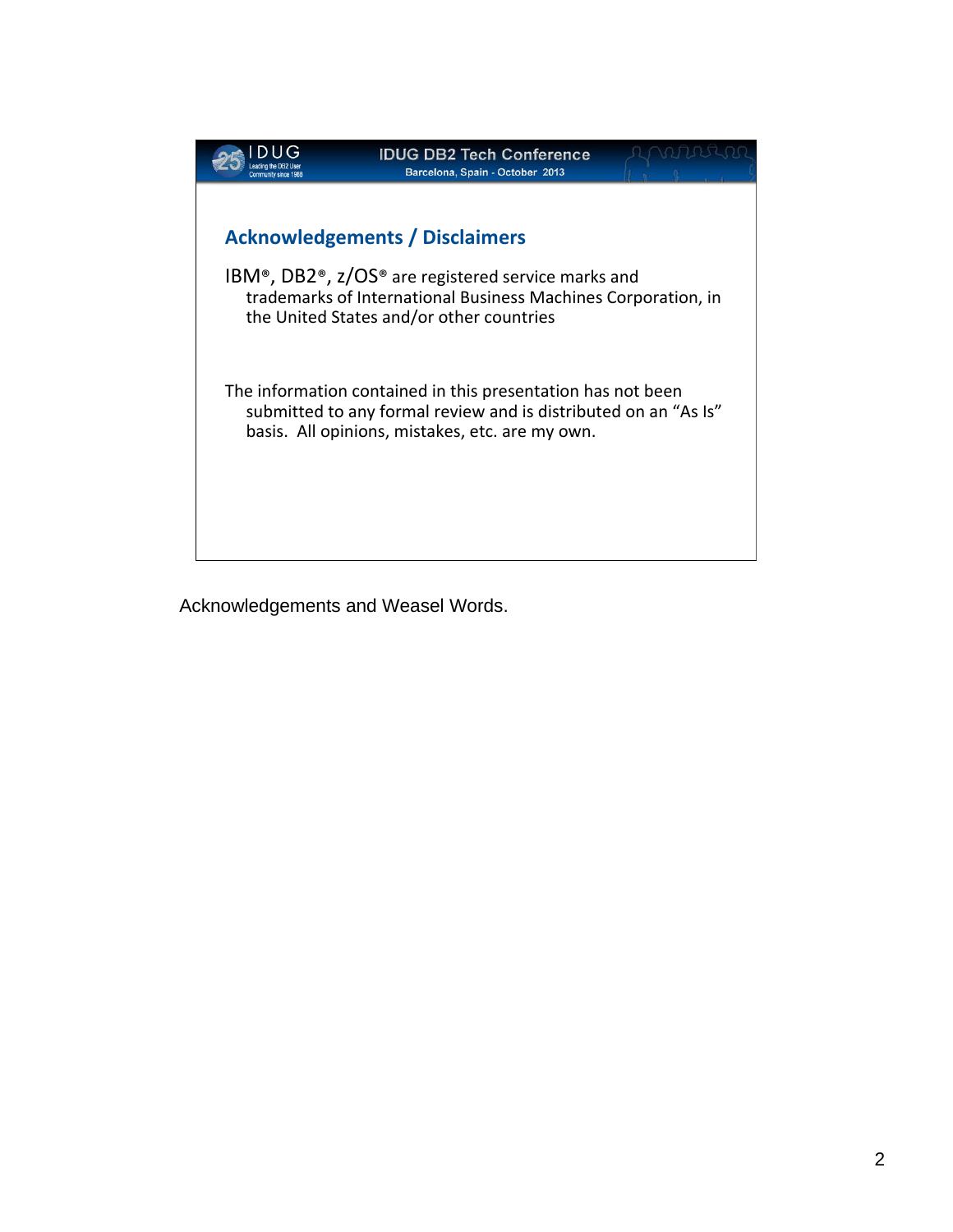## Acknowledgements / Disclaimers

IBM®, DB2®, z/OS® are registered service marks and trademarks of International Business Machines Corporation, in the United States and/or other countries

The information contained in this presentation has not been submitted to any formal review and is distributed on an "As Is" basis. All opinions, mistakes, etc. are my own.

Acknowledgements and Weasel Words.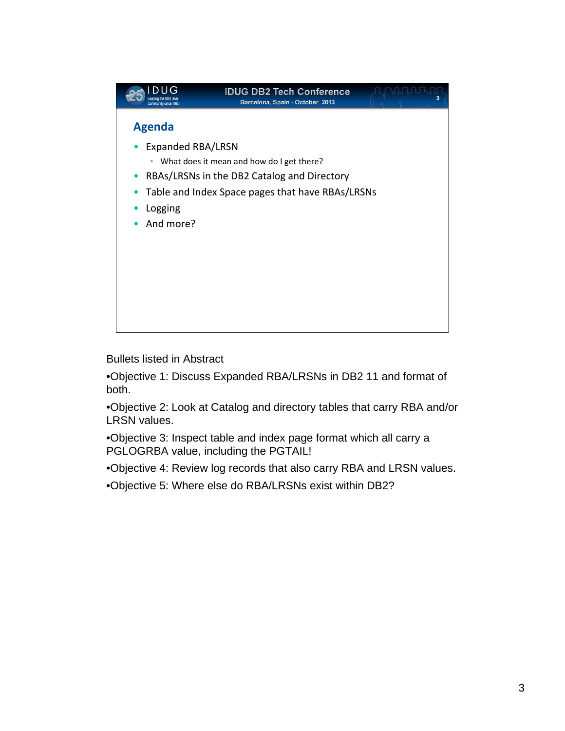## Agenda

- Expanded RBA/LRSN
  - What does it mean and how do I get there?
- RBAs/LRSNs in the DB2 Catalog and Directory
- Table and Index Space pages that have RBAs/LRSNs
- Logging
- And more?

Bullets listed in Abstract

•Objective 1: Discuss Expanded RBA/LRSNs in DB2 11 and format of both.

•Objective 2: Look at Catalog and directory tables that carry RBA and/or LRSN values.

•Objective 3: Inspect table and index page format which all carry a PGLOGRBA value, including the PGTAIL!

•Objective 4: Review log records that also carry RBA and LRSN values.

•Objective 5: Where else do RBA/LRSNs exist within DB2?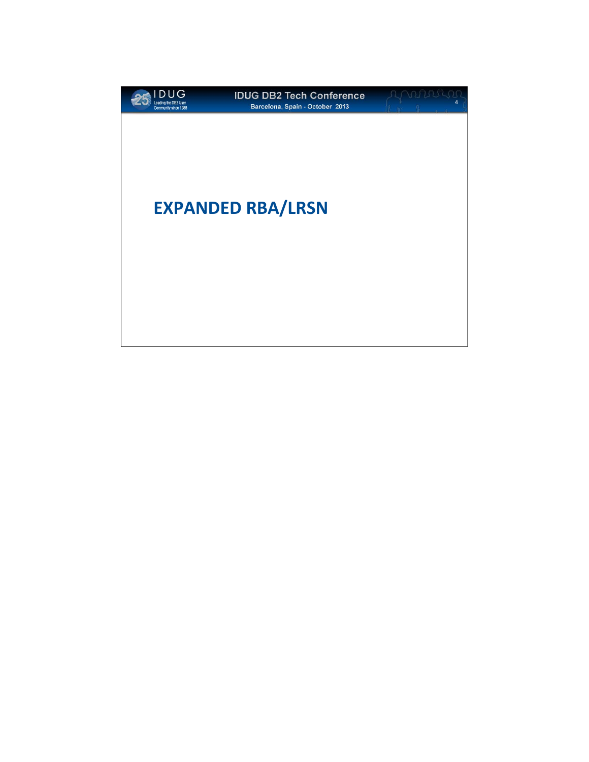# EXPANDED RBA/LRSN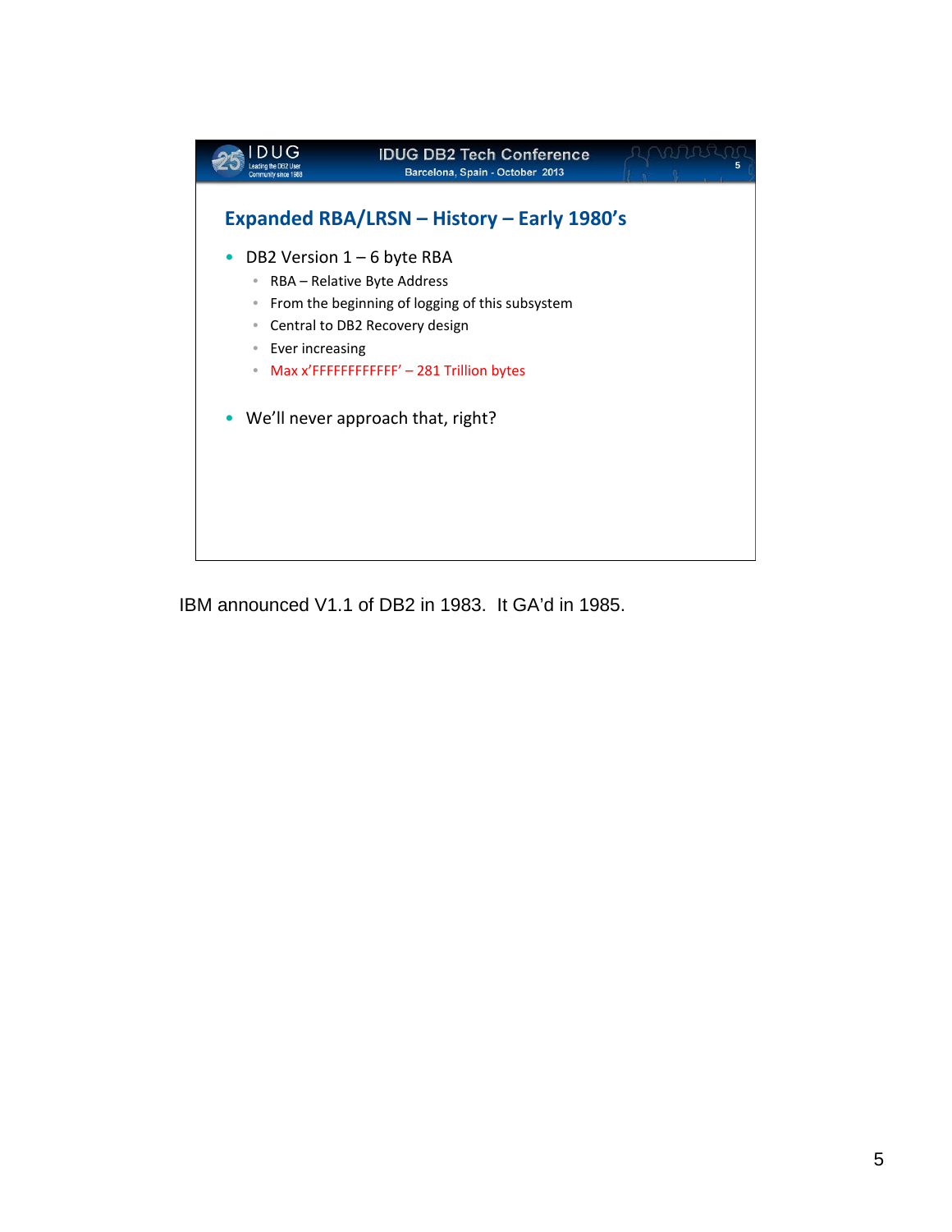## Expanded RBA/LRSN – History – Early 1980's

- DB2 Version 1 – 6 byte RBA
  - RBA – Relative Byte Address
  - From the beginning of logging of this subsystem
  - Central to DB2 Recovery design
  - Ever increasing
  - Max x'FFFFFFFFFFFF' – 281 Trillion bytes
- We'll never approach that, right?

IBM announced V1.1 of DB2 in 1983. It GA'd in 1985.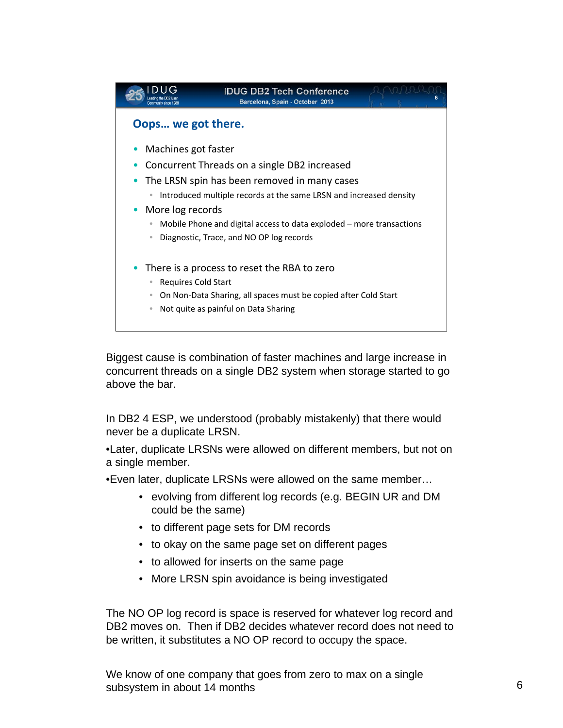## Oops… we got there.

- Machines got faster
- Concurrent Threads on a single DB2 increased
- The LRSN spin has been removed in many cases
  - Introduced multiple records at the same LRSN and increased density
- More log records
  - Mobile Phone and digital access to data exploded – more transactions
  - Diagnostic, Trace, and NO OP log records
- There is a process to reset the RBA to zero
  - Requires Cold Start
  - On Non-Data Sharing, all spaces must be copied after Cold Start
  - Not quite as painful on Data Sharing

Biggest cause is combination of faster machines and large increase in concurrent threads on a single DB2 system when storage started to go above the bar.

In DB2 4 ESP, we understood (probably mistakenly) that there would never be a duplicate LRSN.

•Later, duplicate LRSNs were allowed on different members, but not on a single member.

•Even later, duplicate LRSNs were allowed on the same member…

- evolving from different log records (e.g. BEGIN UR and DM could be the same)
- to different page sets for DM records
- to okay on the same page set on different pages
- to allowed for inserts on the same page
- More LRSN spin avoidance is being investigated

The NO OP log record is space is reserved for whatever log record and DB2 moves on. Then if DB2 decides whatever record does not need to be written, it substitutes a NO OP record to occupy the space.

We know of one company that goes from zero to max on a single subsystem in about 14 months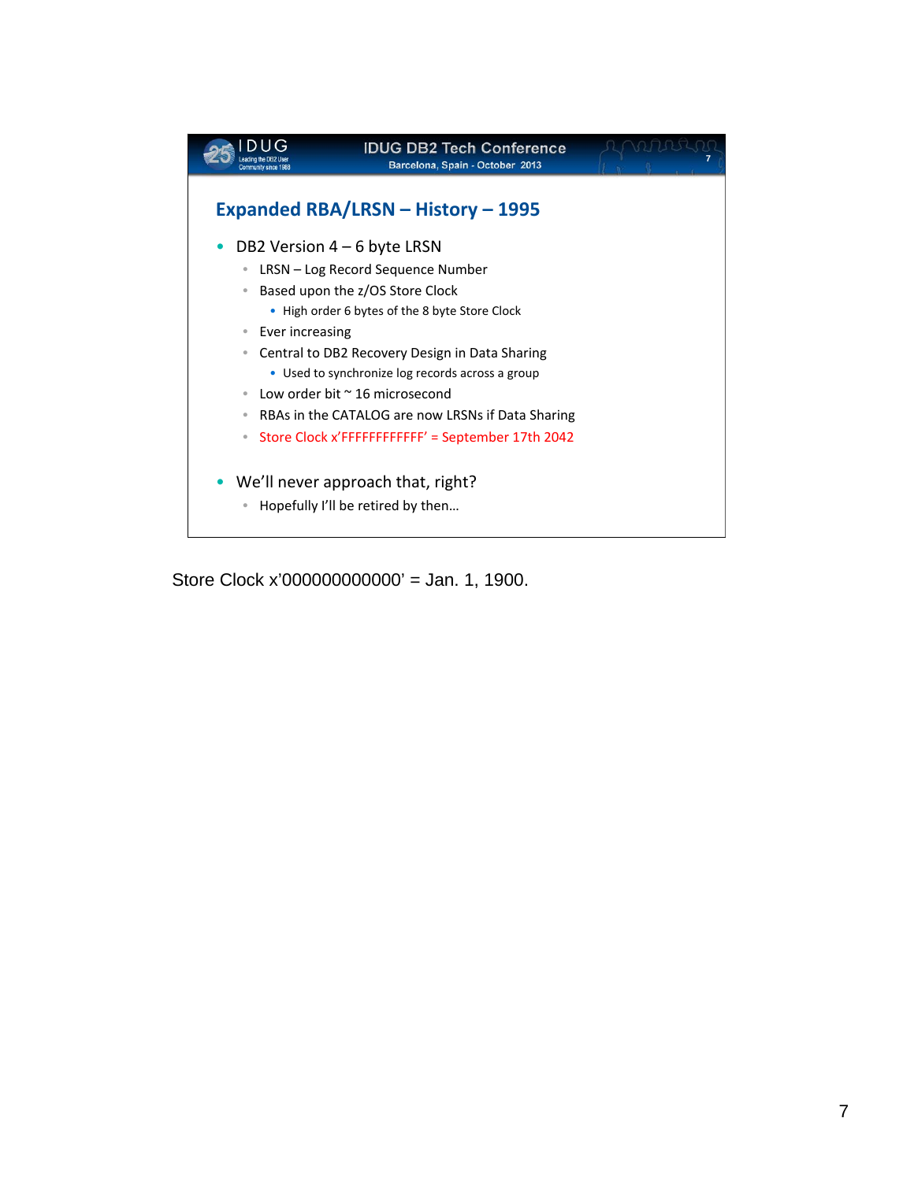## Expanded RBA/LRSN – History – 1995

- DB2 Version 4 – 6 byte LRSN
  - LRSN – Log Record Sequence Number
  - Based upon the z/OS Store Clock
    - High order 6 bytes of the 8 byte Store Clock
  - Ever increasing
  - Central to DB2 Recovery Design in Data Sharing
    - Used to synchronize log records across a group
  - Low order bit ~ 16 microsecond
  - RBAs in the CATALOG are now LRSNs if Data Sharing
  - Store Clock x'FFFFFFFFFFFF' = September 17th 2042
- We'll never approach that, right?
  - Hopefully I'll be retired by then…

Store Clock x'000000000000' = Jan. 1, 1900.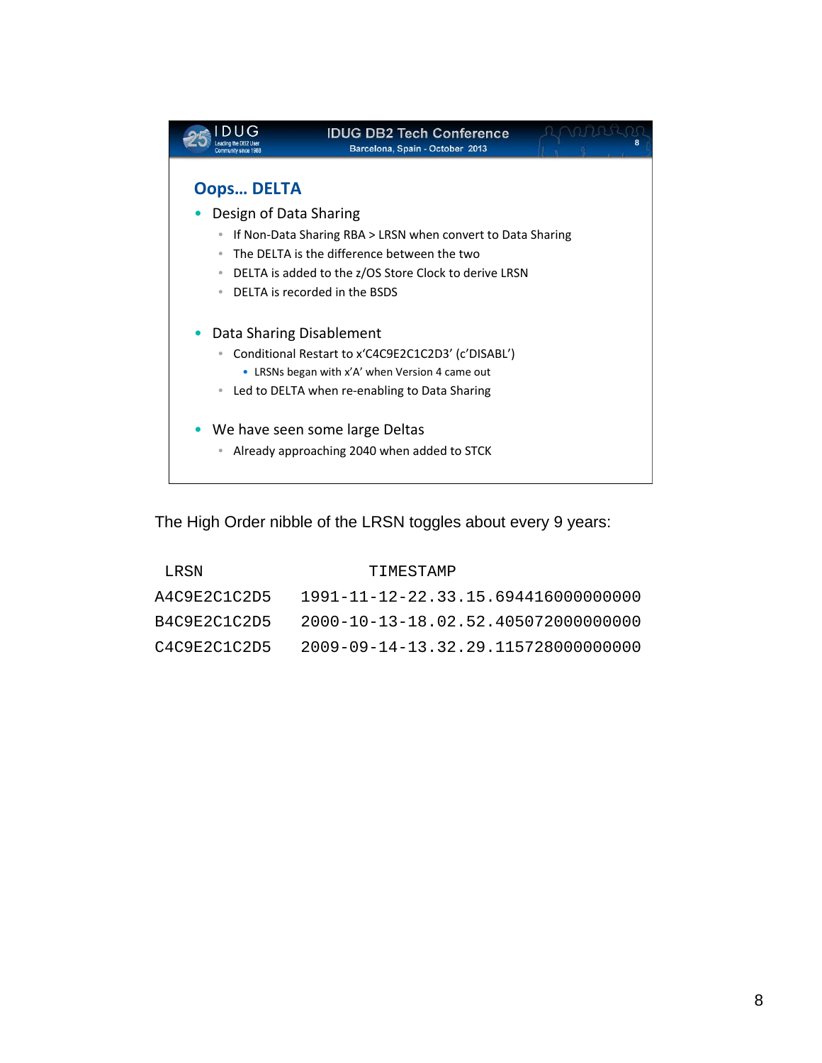## Oops… DELTA

- Design of Data Sharing
  - If Non-Data Sharing RBA > LRSN when convert to Data Sharing
  - The DELTA is the difference between the two
  - DELTA is added to the z/OS Store Clock to derive LRSN
  - DELTA is recorded in the BSDS
- Data Sharing Disablement
  - Conditional Restart to x'C4C9E2C1C2D3' (c'DISABL')
    - LRSNs began with x'A' when Version 4 came out
  - Led to DELTA when re-enabling to Data Sharing
- We have seen some large Deltas
  - Already approaching 2040 when added to STCK

The High Order nibble of the LRSN toggles about every 9 years:

| LRSN | TIMESTAMP |
|---|---|
| A4C9E2C1C2D5 | 1991-11-12-22.33.15.694416000000000 |
| B4C9E2C1C2D5 | 2000-10-13-18.02.52.405072000000000 |
| C4C9E2C1C2D5 | 2009-09-14-13.32.29.115728000000000 |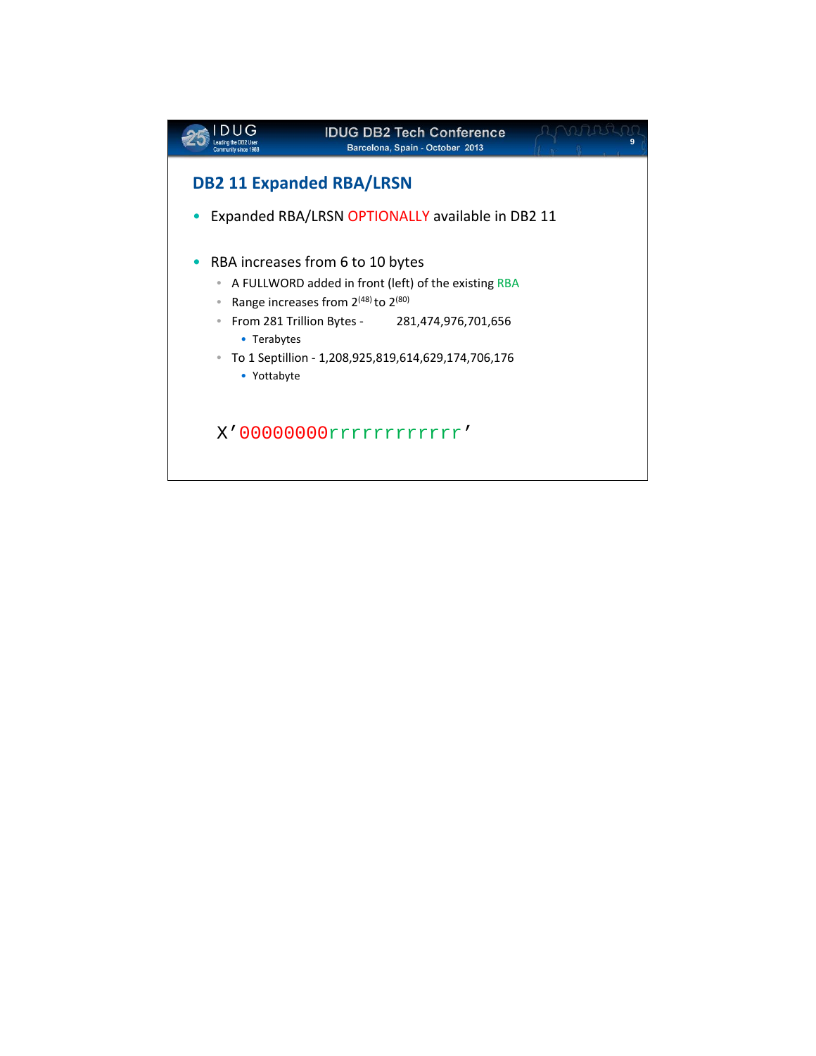## DB2 11 Expanded RBA/LRSN

- Expanded RBA/LRSN OPTIONALLY available in DB2 11

- RBA increases from 6 to 10 bytes
  - A FULLWORD added in front (left) of the existing RBA
  - Range increases from $2^{(48)}$ to $2^{(80)}$
  - From 281 Trillion Bytes - 281,474,976,701,656
    - Terabytes
  - To 1 Septillion - 1,208,925,819,614,629,174,706,176
    - Yottabyte

```
X'00000000rrrrrrrrrrrr'
```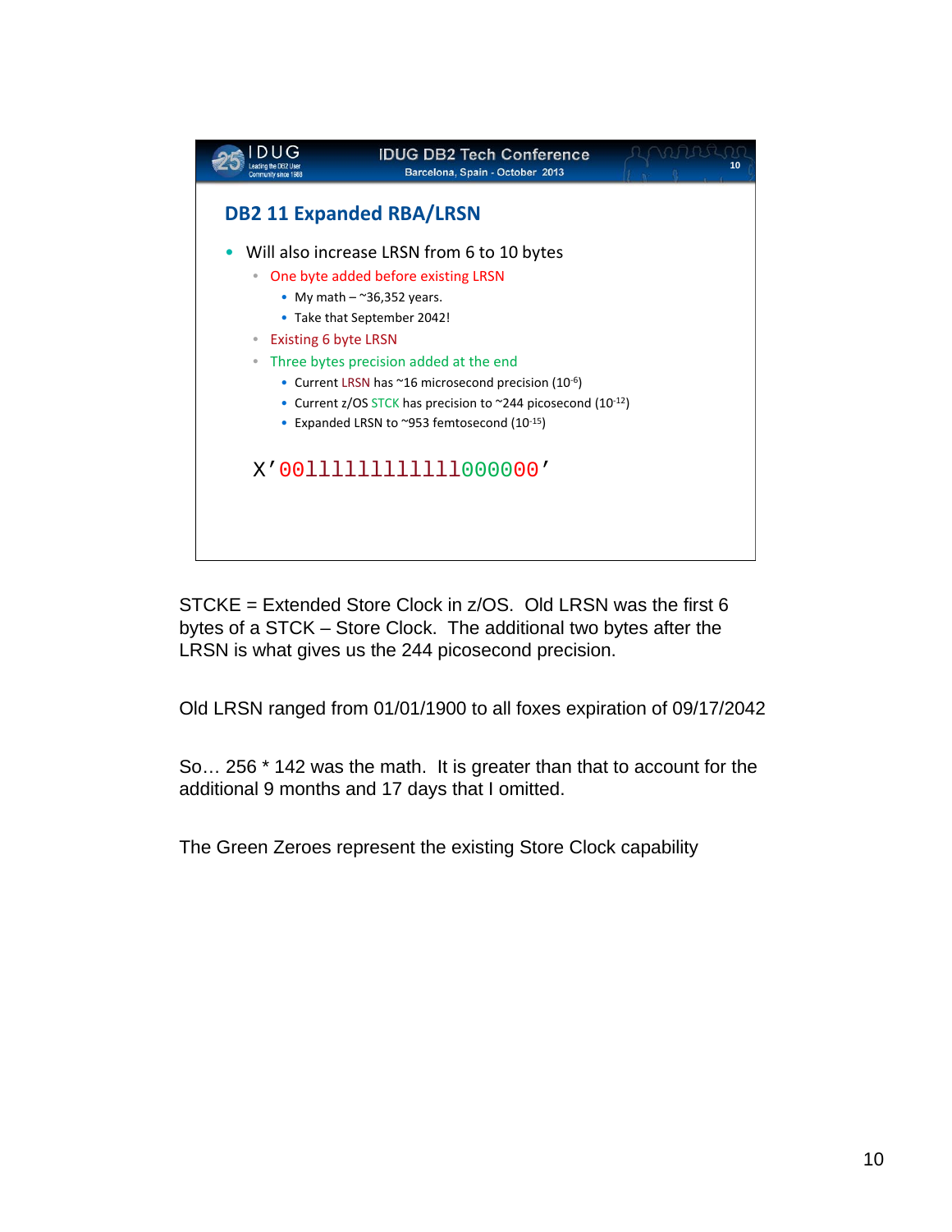## DB2 11 Expanded RBA/LRSN

- Will also increase LRSN from 6 to 10 bytes
  - One byte added before existing LRSN
    - My math – ~36,352 years.
    - Take that September 2042!
  - Existing 6 byte LRSN
  - Three bytes precision added at the end
    - Current LRSN has ~16 microsecond precision ($10^{-6}$)
    - Current z/OS STCK has precision to ~244 picosecond ($10^{-12}$)
    - Expanded LRSN to ~953 femtosecond ($10^{-15}$)

```
X'00111111111111000000'
```

STCKE = Extended Store Clock in z/OS. Old LRSN was the first 6 bytes of a STCK – Store Clock. The additional two bytes after the LRSN is what gives us the 244 picosecond precision.

Old LRSN ranged from 01/01/1900 to all foxes expiration of 09/17/2042

So… 256 * 142 was the math. It is greater than that to account for the additional 9 months and 17 days that I omitted.

The Green Zeroes represent the existing Store Clock capability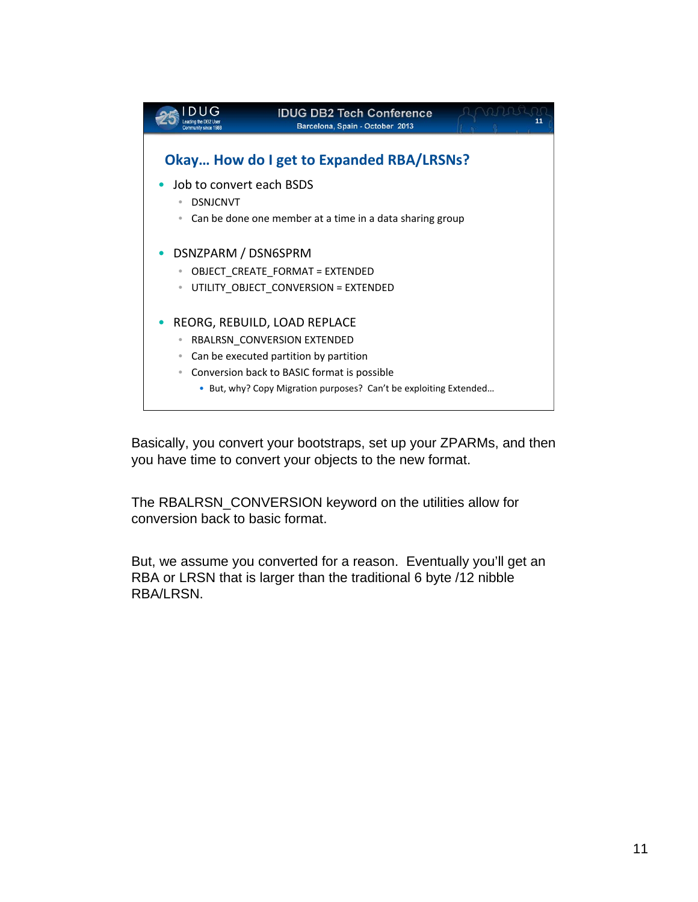## Okay… How do I get to Expanded RBA/LRSNs?

- Job to convert each BSDS
  - DSNJCNVT
  - Can be done one member at a time in a data sharing group
- DSNZPARM / DSN6SPRM
  - OBJECT_CREATE_FORMAT = EXTENDED
  - UTILITY_OBJECT_CONVERSION = EXTENDED
- REORG, REBUILD, LOAD REPLACE
  - RBALRSN_CONVERSION EXTENDED
  - Can be executed partition by partition
  - Conversion back to BASIC format is possible
    - But, why? Copy Migration purposes? Can't be exploiting Extended…

Basically, you convert your bootstraps, set up your ZPARMs, and then you have time to convert your objects to the new format.

The RBALRSN_CONVERSION keyword on the utilities allow for conversion back to basic format.

But, we assume you converted for a reason. Eventually you'll get an RBA or LRSN that is larger than the traditional 6 byte /12 nibble RBA/LRSN.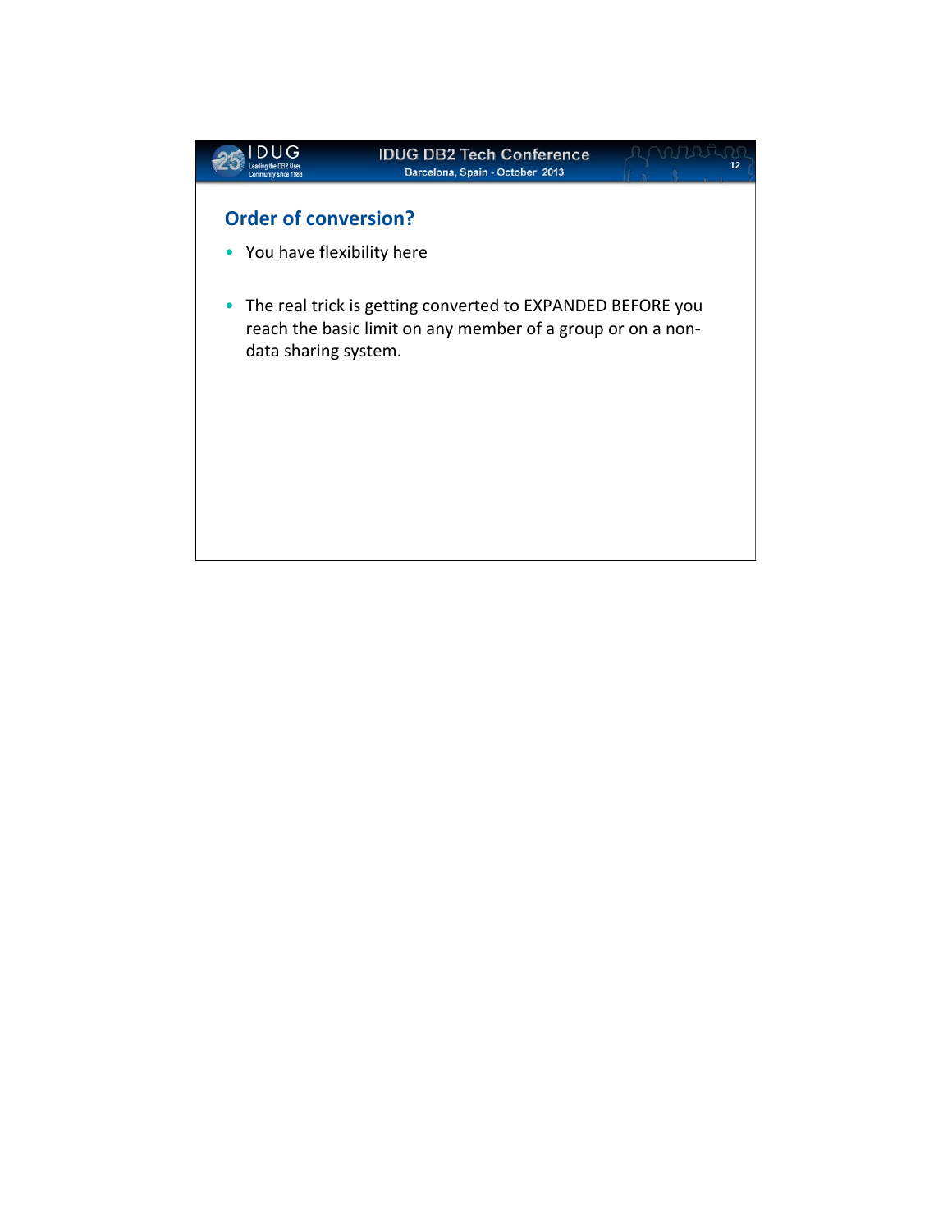## Order of conversion?

- You have flexibility here

- The real trick is getting converted to EXPANDED BEFORE you reach the basic limit on any member of a group or on a non-data sharing system.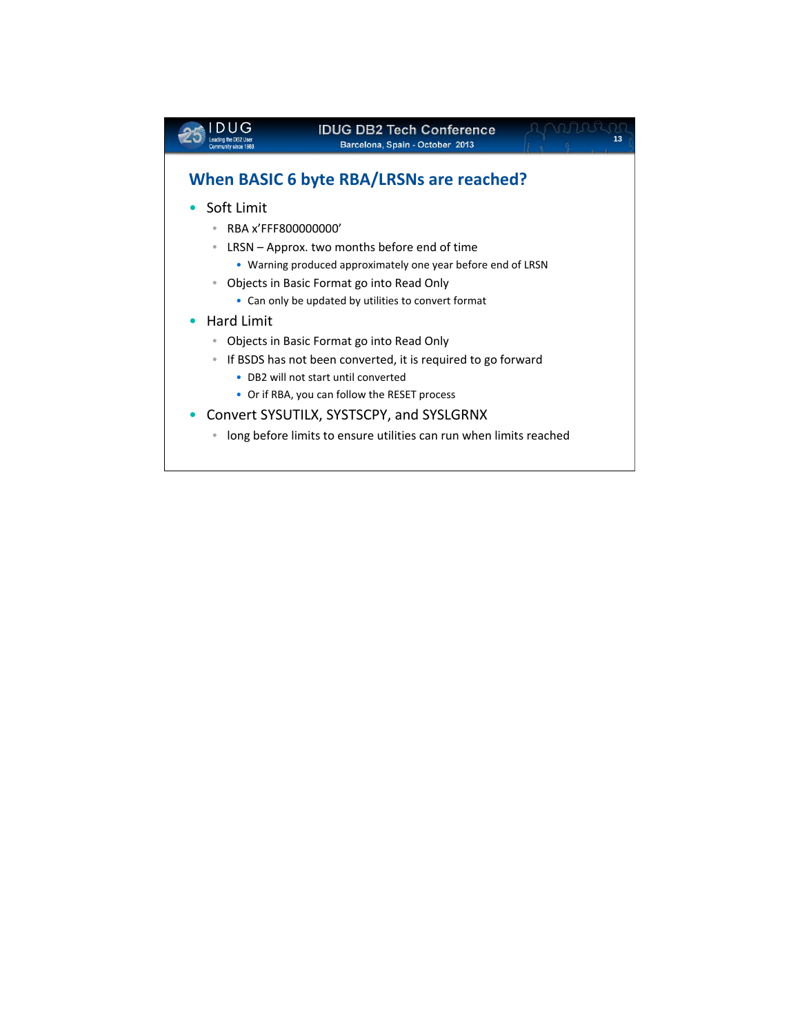## When BASIC 6 byte RBA/LRSNs are reached?

- Soft Limit
  - RBA x'FFF800000000'
  - LRSN – Approx. two months before end of time
    - Warning produced approximately one year before end of LRSN
  - Objects in Basic Format go into Read Only
    - Can only be updated by utilities to convert format
- Hard Limit
  - Objects in Basic Format go into Read Only
  - If BSDS has not been converted, it is required to go forward
    - DB2 will not start until converted
    - Or if RBA, you can follow the RESET process
- Convert SYSUTILX, SYSTSCPY, and SYSLGRNX
  - long before limits to ensure utilities can run when limits reached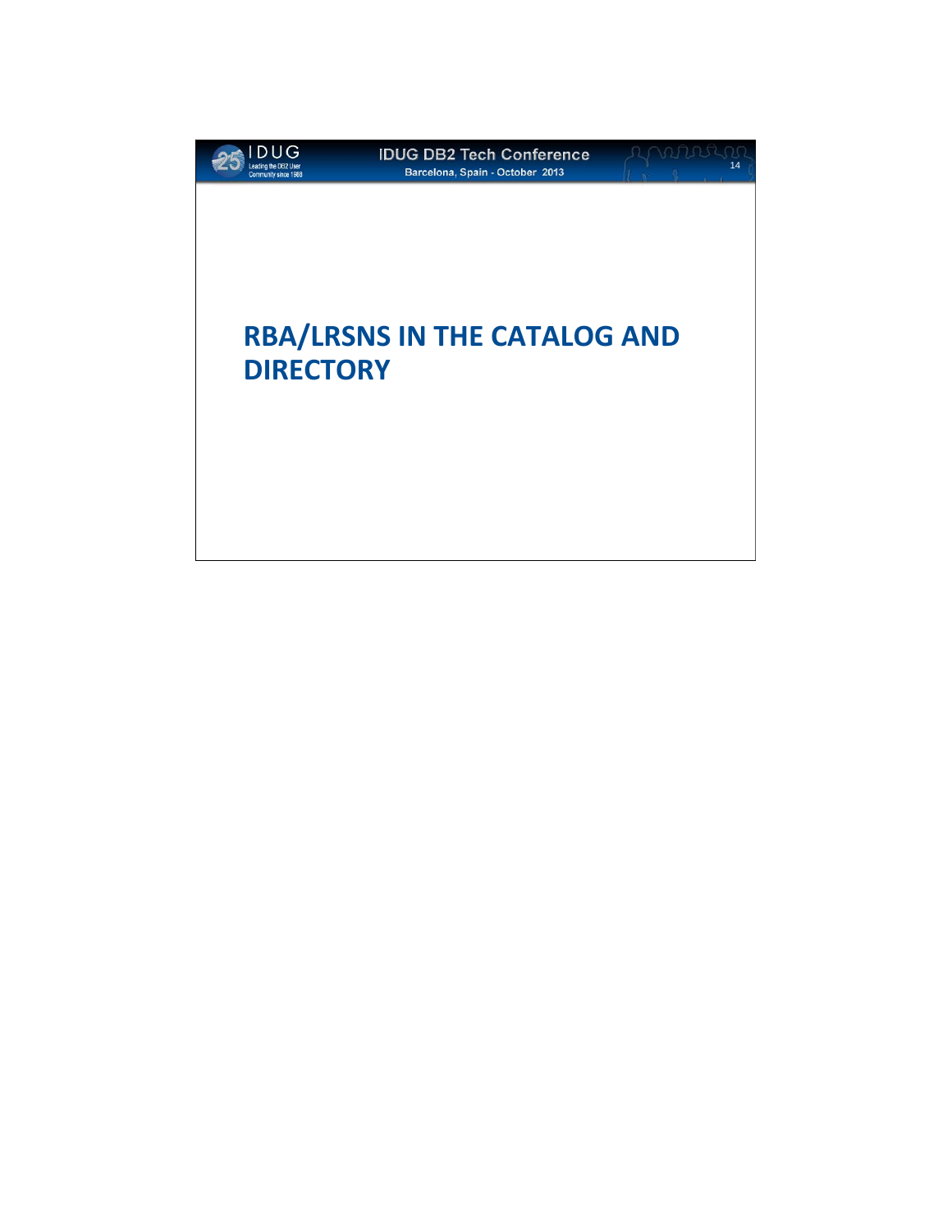# RBA/LRSNS IN THE CATALOG AND DIRECTORY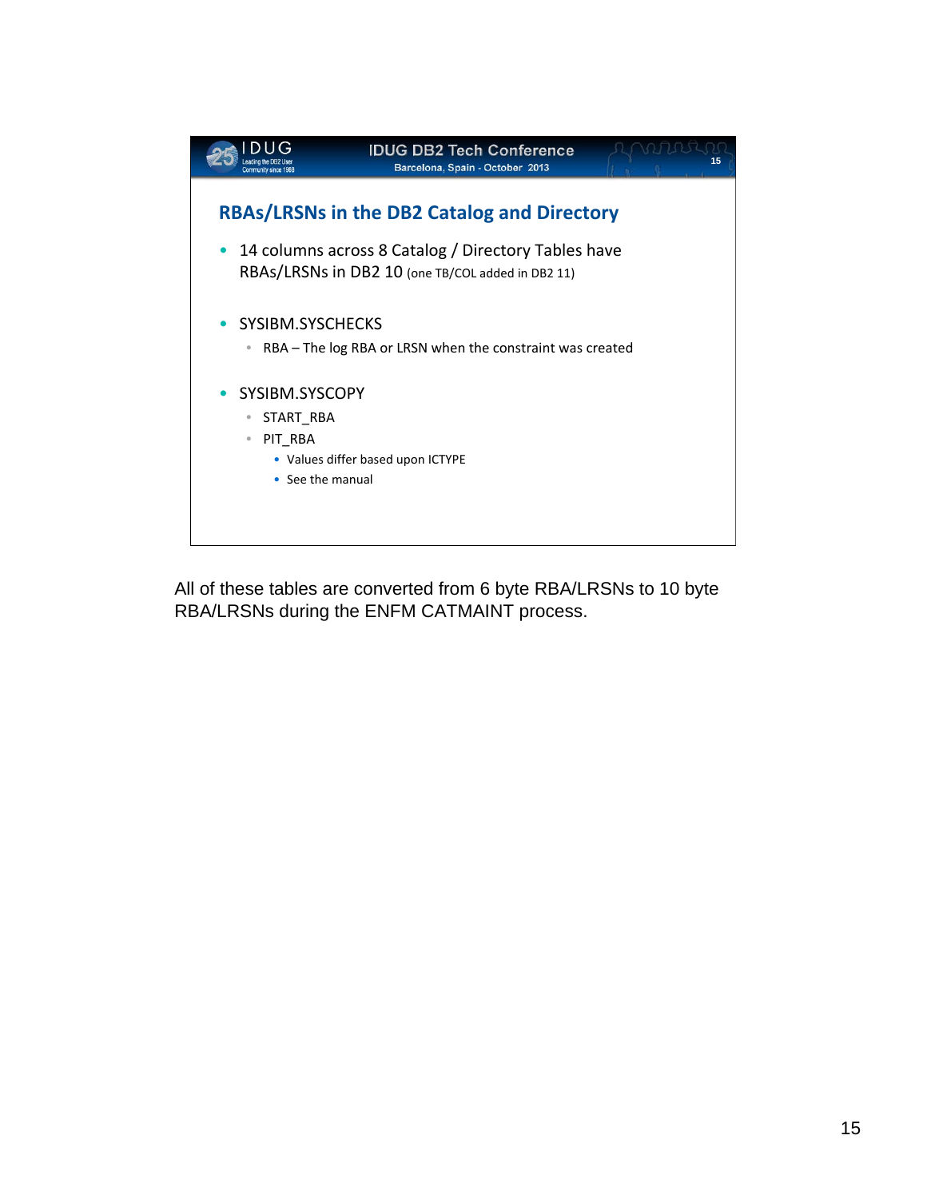## RBAs/LRSNs in the DB2 Catalog and Directory

- 14 columns across 8 Catalog / Directory Tables have RBAs/LRSNs in DB2 10 (one TB/COL added in DB2 11)
- SYSIBM.SYSCHECKS
  - RBA – The log RBA or LRSN when the constraint was created
- SYSIBM.SYSCOPY
  - START_RBA
  - PIT_RBA
    - Values differ based upon ICTYPE
    - See the manual

All of these tables are converted from 6 byte RBA/LRSNs to 10 byte RBA/LRSNs during the ENFM CATMAINT process.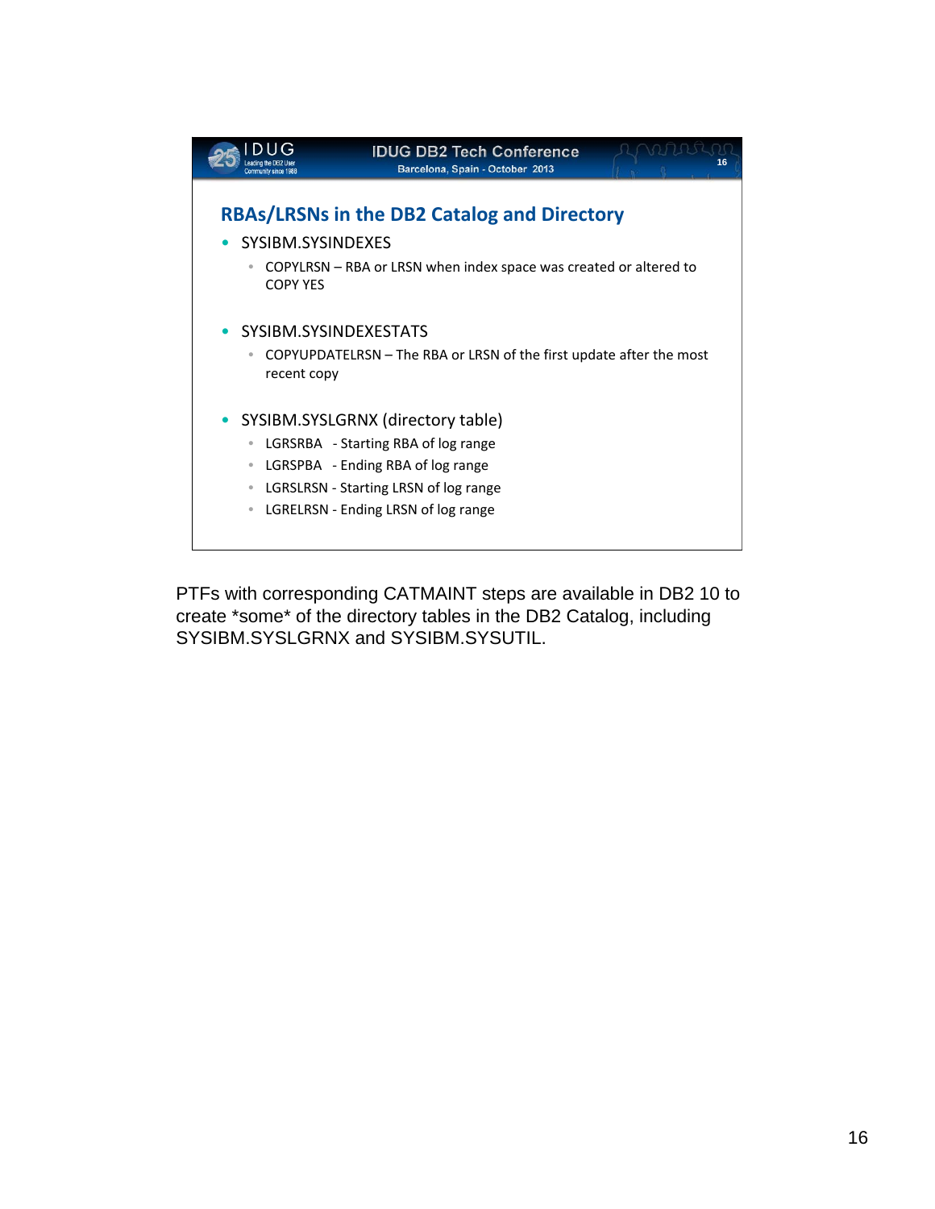## RBAs/LRSNs in the DB2 Catalog and Directory

- SYSIBM.SYSINDEXES
  - COPYLRSN – RBA or LRSN when index space was created or altered to COPY YES
- SYSIBM.SYSINDEXESTATS
  - COPYUPDATELRSN – The RBA or LRSN of the first update after the most recent copy
- SYSIBM.SYSLGRNX (directory table)
  - LGRSRBA - Starting RBA of log range
  - LGRSPBA - Ending RBA of log range
  - LGRSLRSN - Starting LRSN of log range
  - LGRELRSN - Ending LRSN of log range

PTFs with corresponding CATMAINT steps are available in DB2 10 to create *some* of the directory tables in the DB2 Catalog, including SYSIBM.SYSLGRNX and SYSIBM.SYSUTIL.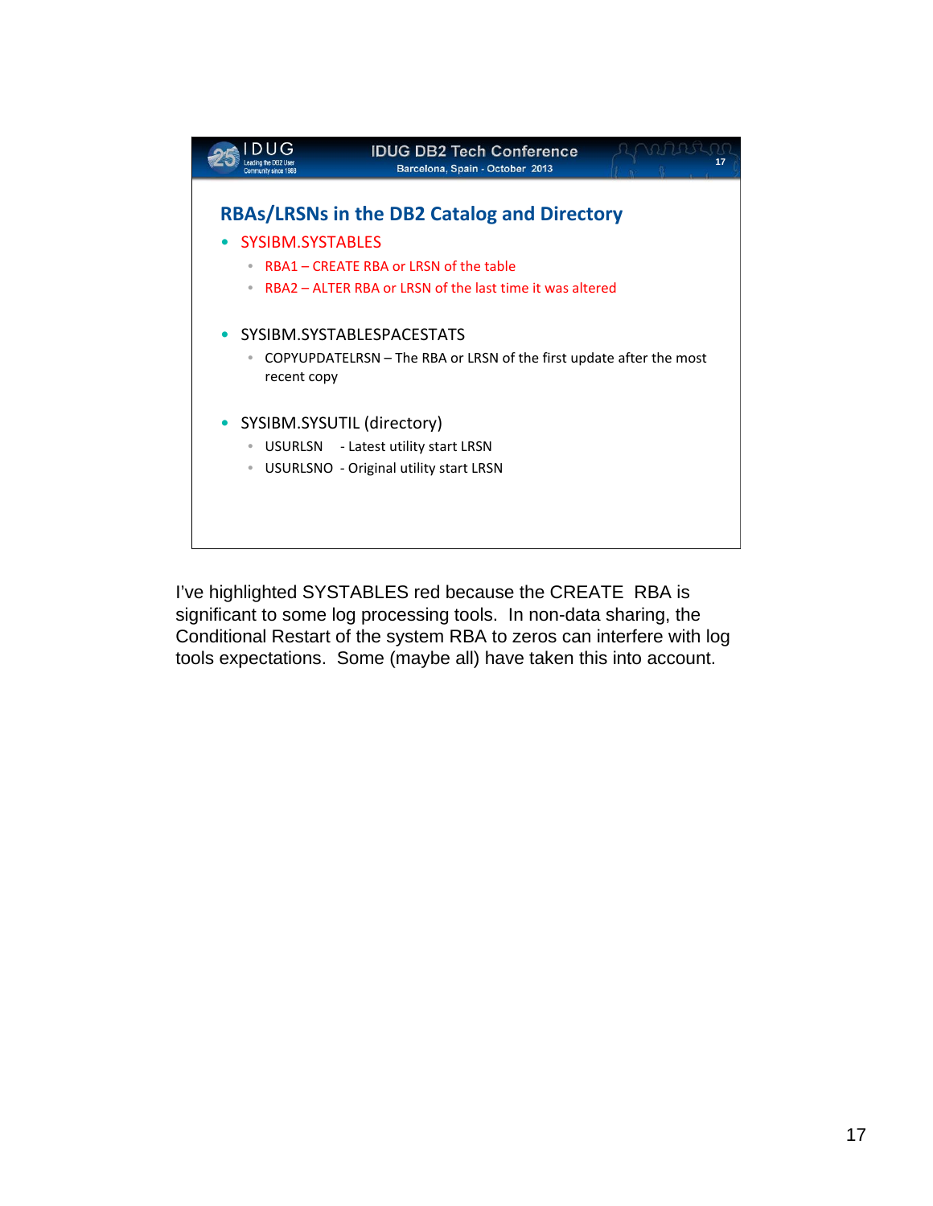## RBAs/LRSNs in the DB2 Catalog and Directory

- SYSIBM.SYSTABLES
  - RBA1 – CREATE RBA or LRSN of the table
  - RBA2 – ALTER RBA or LRSN of the last time it was altered
- SYSIBM.SYSTABLESPACESTATS
  - COPYUPDATELRSN – The RBA or LRSN of the first update after the most recent copy
- SYSIBM.SYSUTIL (directory)
  - USURLSN - Latest utility start LRSN
  - USURLSNO - Original utility start LRSN

I've highlighted SYSTABLES red because the CREATE RBA is significant to some log processing tools. In non-data sharing, the Conditional Restart of the system RBA to zeros can interfere with log tools expectations. Some (maybe all) have taken this into account.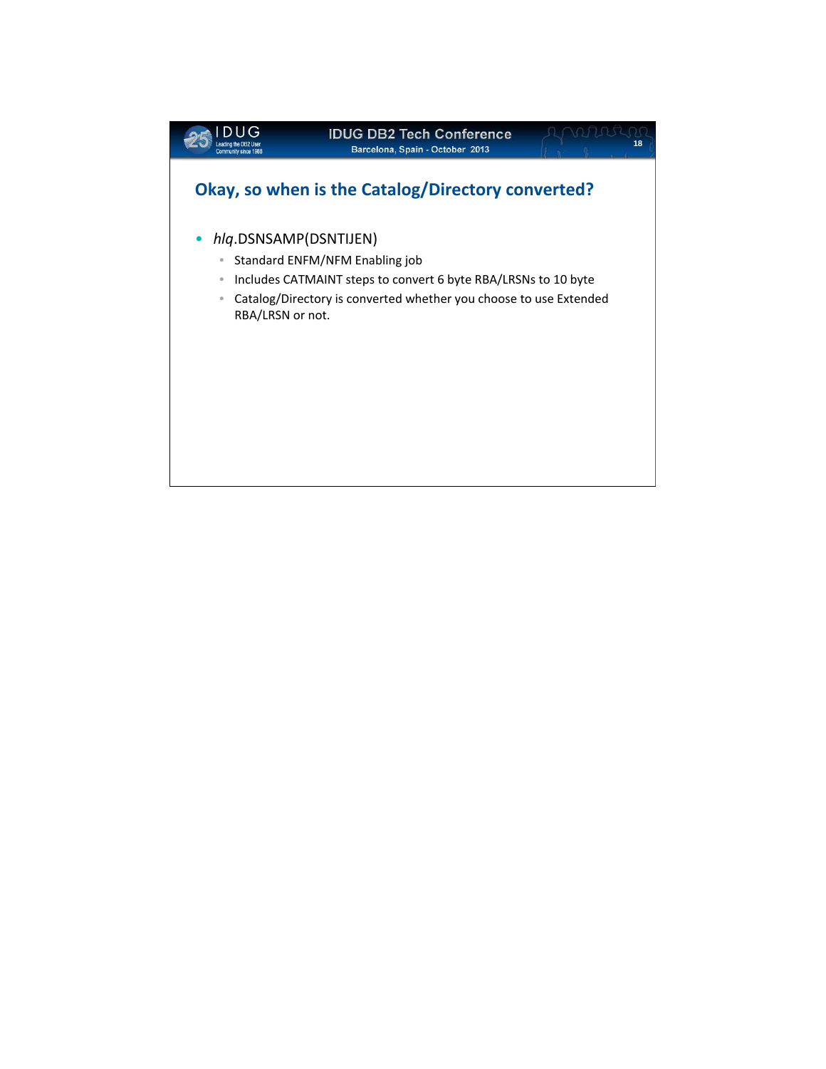## Okay, so when is the Catalog/Directory converted?

- *hlq*.DSNSAMP(DSNTIJEN)
  - Standard ENFM/NFM Enabling job
  - Includes CATMAINT steps to convert 6 byte RBA/LRSNs to 10 byte
  - Catalog/Directory is converted whether you choose to use Extended RBA/LRSN or not.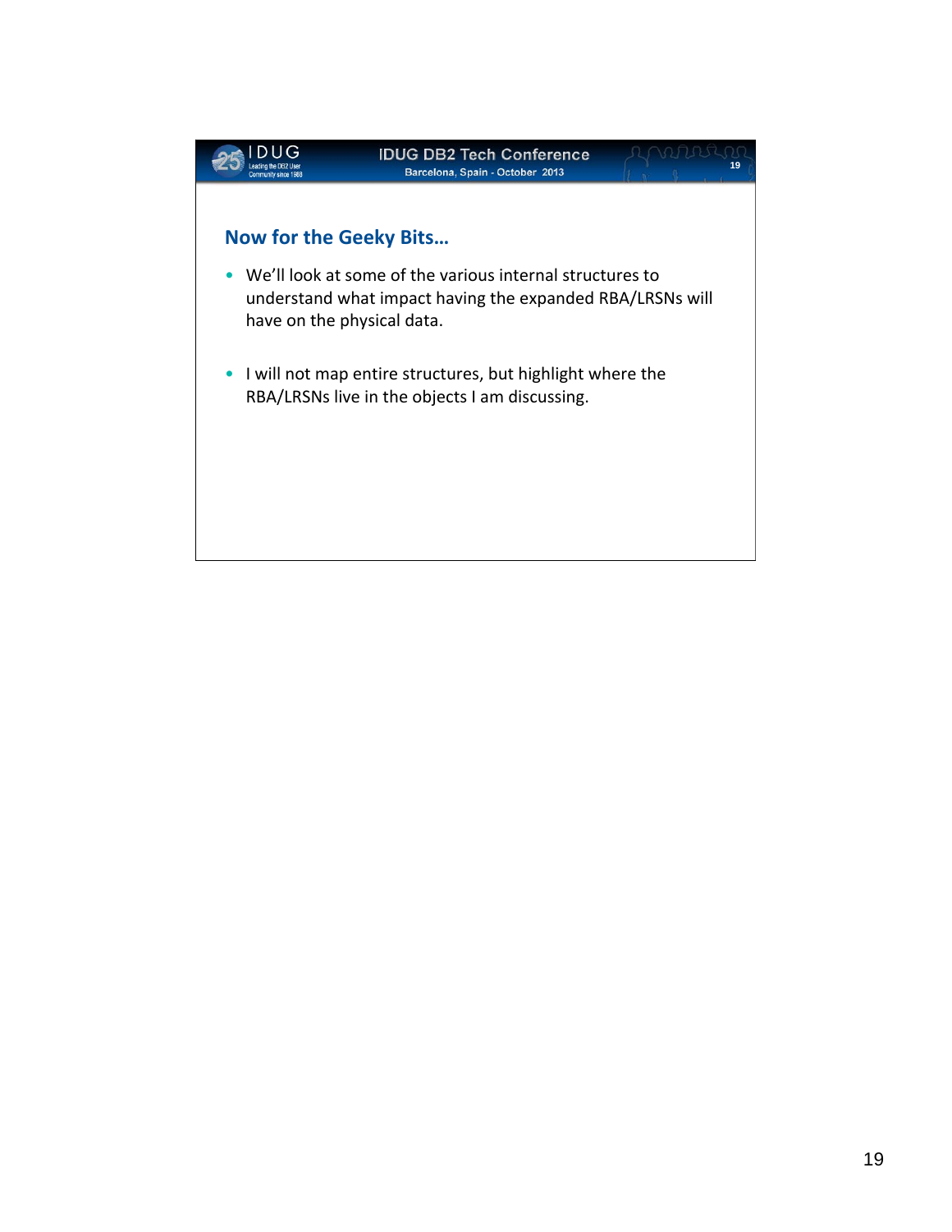## Now for the Geeky Bits…

- We'll look at some of the various internal structures to understand what impact having the expanded RBA/LRSNs will have on the physical data.
- I will not map entire structures, but highlight where the RBA/LRSNs live in the objects I am discussing.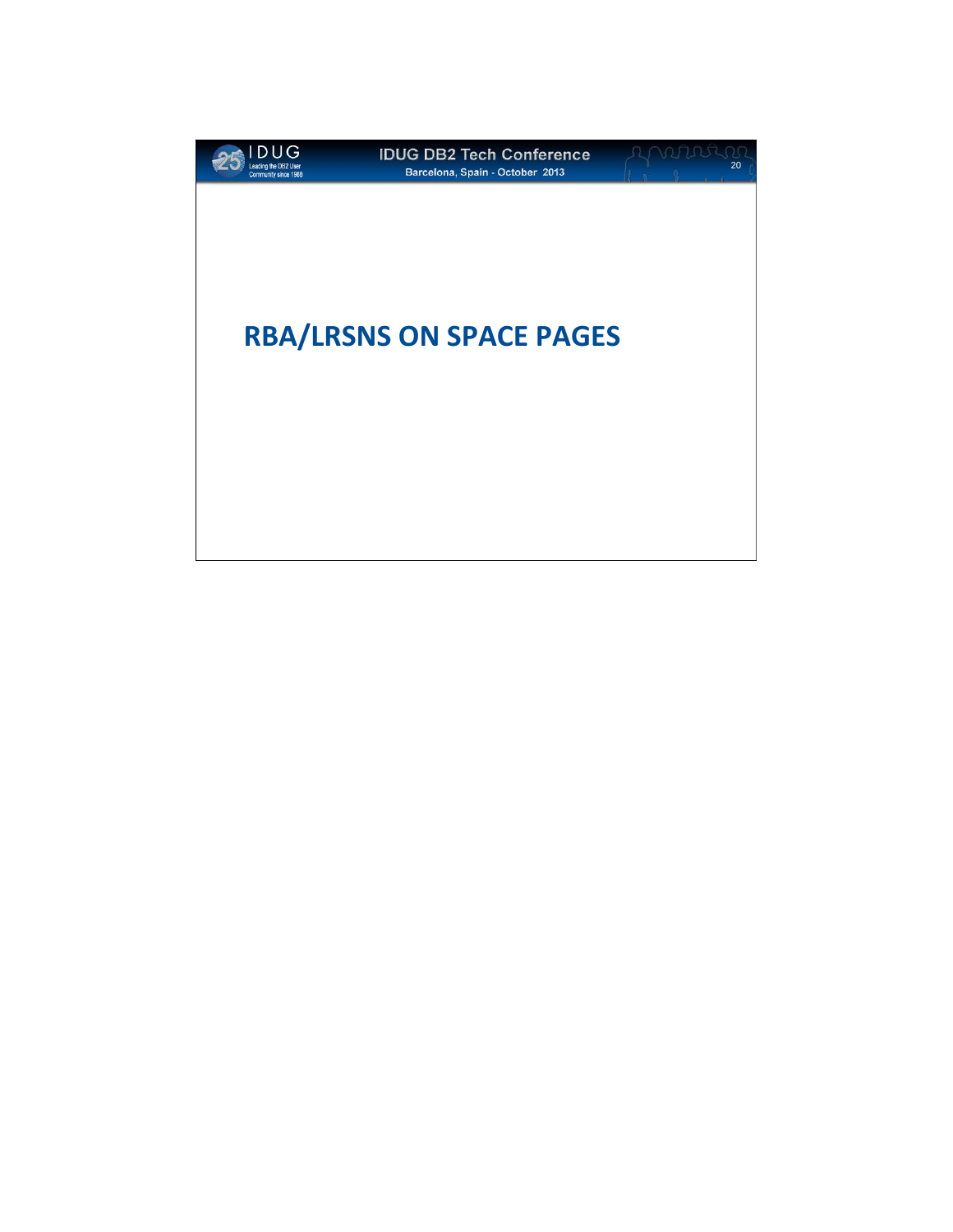# RBA/LRSNS ON SPACE PAGES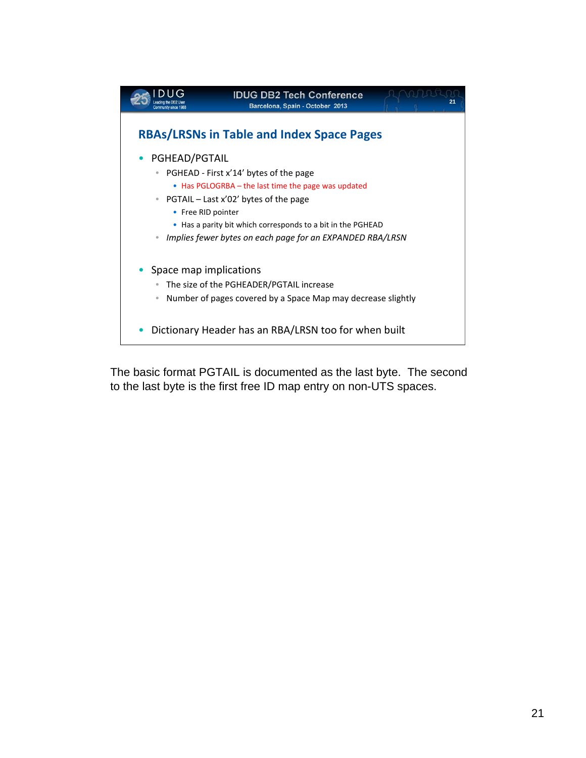## RBAs/LRSNs in Table and Index Space Pages

- PGHEAD/PGTAIL
  - PGHEAD - First x’14’ bytes of the page
    - Has PGLOGRBA – the last time the page was updated
  - PGTAIL – Last x’02’ bytes of the page
    - Free RID pointer
    - Has a parity bit which corresponds to a bit in the PGHEAD
  - *Implies fewer bytes on each page for an EXPANDED RBA/LRSN*

- Space map implications
  - The size of the PGHEADER/PGTAIL increase
  - Number of pages covered by a Space Map may decrease slightly

- Dictionary Header has an RBA/LRSN too for when built

The basic format PGTAIL is documented as the last byte. The second to the last byte is the first free ID map entry on non-UTS spaces.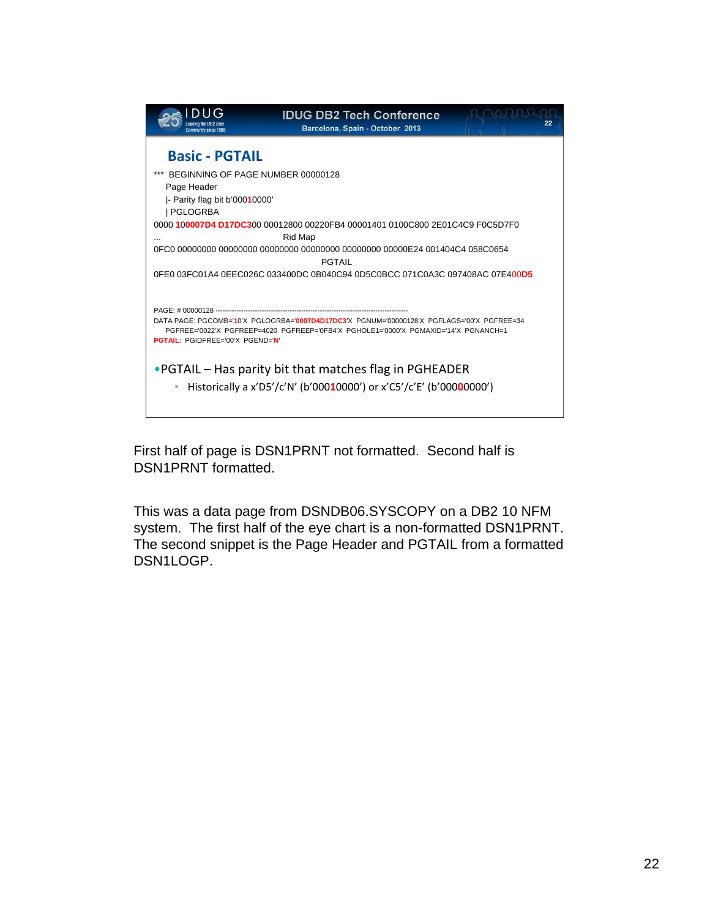## Basic - PGTAIL

```
*** BEGINNING OF PAGE NUMBER 00000128
    Page Header
    |- Parity flag bit b'00010000'
    | PGLOGRBA
0000 100007D4 D17DC300 00012800 00220FB4 00001401 0100C800 2E01C4C9 F0C5D7F0
...                                   Rid Map
0FC0 00000000 00000000 00000000 00000000 00000000 00000E24 001404C4 058C0654
                                             PGTAIL
0FE0 03FC01A4 0EEC026C 033400DC 0B040C94 0D5C0BCC 071C0A3C 097408AC 07E400D5
```

```
PAGE: # 00000128 ---------------------------------------------------------------------------------
DATA PAGE: PGCOMB='10'X  PGLOGRBA='0007D4D17DC3'X  PGNUM='00000128'X  PGFLAGS='00'X  PGFREE=34
    PGFREE='0022'X  PGFREEP=4020  PGFREEP='0FB4'X  PGHOLE1='0000'X  PGMAXID='14'X  PGNANCH=1
PGTAIL:  PGIDFREE='00'X  PGEND='N'
```

- PGTAIL – Has parity bit that matches flag in PGHEADER
  - Historically a x'D5'/c'N' (b'00010000') or x'C5'/c'E' (b'00000000')

First half of page is DSN1PRNT not formatted. Second half is DSN1PRNT formatted.

This was a data page from DSNDB06.SYSCOPY on a DB2 10 NFM system. The first half of the eye chart is a non-formatted DSN1PRNT. The second snippet is the Page Header and PGTAIL from a formatted DSN1LOGP.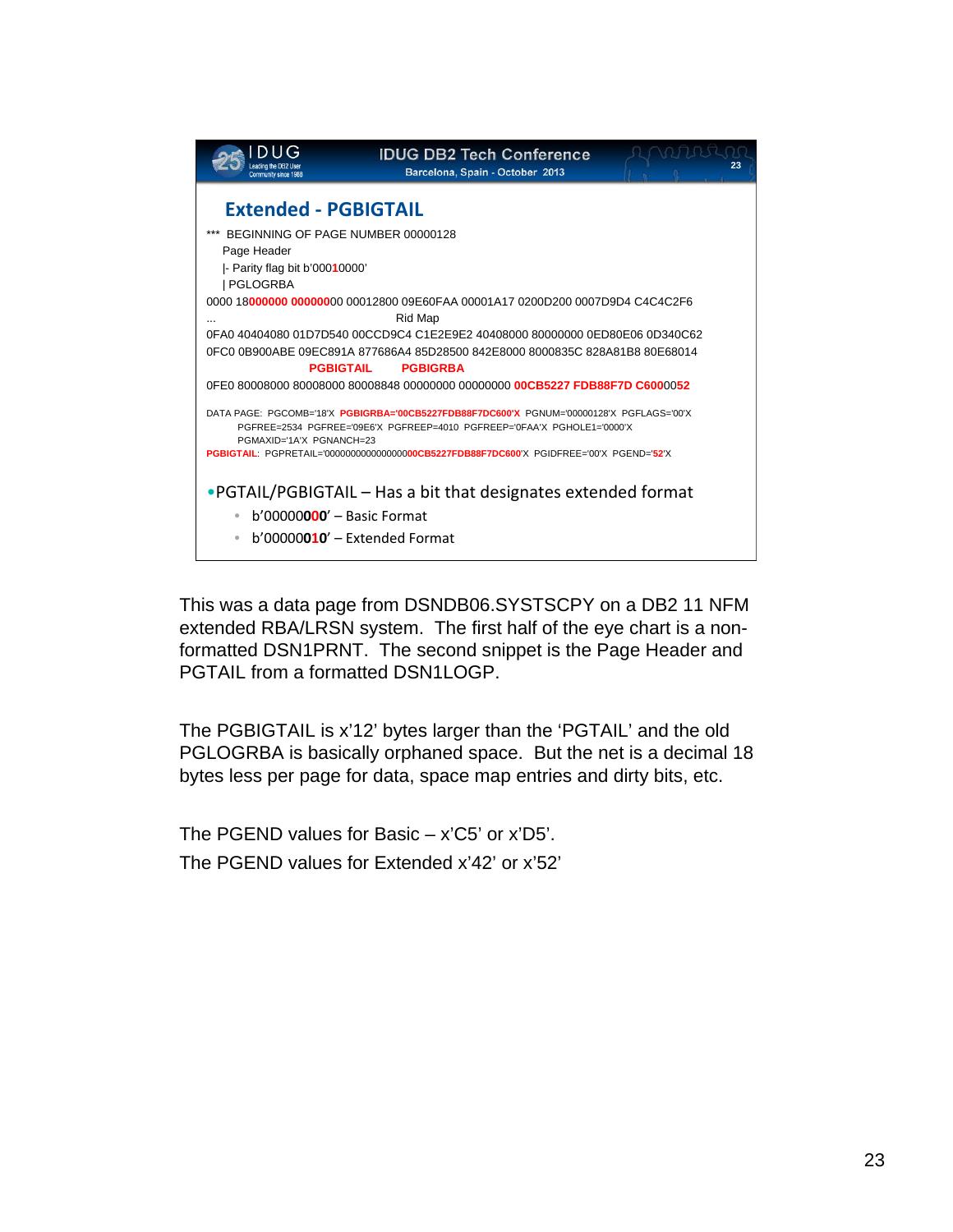## Extended - PGBIGTAIL

```
*** BEGINNING OF PAGE NUMBER 00000128
   Page Header
   |- Parity flag bit b'00010000'
   | PGLOGRBA
0000 18000000 00000000 00012800 09E60FAA 00001A17 0200D200 0007D9D4 C4C4C2F6
...                                  Rid Map
0FA0 40404080 01D7D540 00CCD9C4 C1E2E9E2 40408000 80000000 0ED80E06 0D340C62
0FC0 0B900ABE 09EC891A 877686A4 85D28500 842E8000 8000835C 828A81B8 80E68014
                      PGBIGTAIL      PGBIGRBA
0FE0 80008000 80008000 80008848 00000000 00000000 00CB5227 FDB88F7D C6000052
```

```
DATA PAGE: PGCOMB='18'X PGBIGRBA='00CB5227FDB88F7DC600'X PGNUM='00000128'X PGFLAGS='00'X
      PGFREE=2534 PGFREE='09E6'X PGFREEP=4010 PGFREEP='0FAA'X PGHOLE1='0000'X
      PGMAXID='1A'X PGNANCH=23
PGBIGTAIL: PGPRETAIL='00000000000000000000CB5227FDB88F7DC600'X PGIDFREE='00'X PGEND='52'X
```

- PGTAIL/PGBIGTAIL – Has a bit that designates extended format
  - b'00000000' – Basic Format
  - b'00000010' – Extended Format

This was a data page from DSNDB06.SYSTSCPY on a DB2 11 NFM extended RBA/LRSN system. The first half of the eye chart is a non-formatted DSN1PRNT. The second snippet is the Page Header and PGTAIL from a formatted DSN1LOGP.

The PGBIGTAIL is x'12' bytes larger than the 'PGTAIL' and the old PGLOGRBA is basically orphaned space. But the net is a decimal 18 bytes less per page for data, space map entries and dirty bits, etc.

The PGEND values for Basic – x'C5' or x'D5'.

The PGEND values for Extended x'42' or x'52'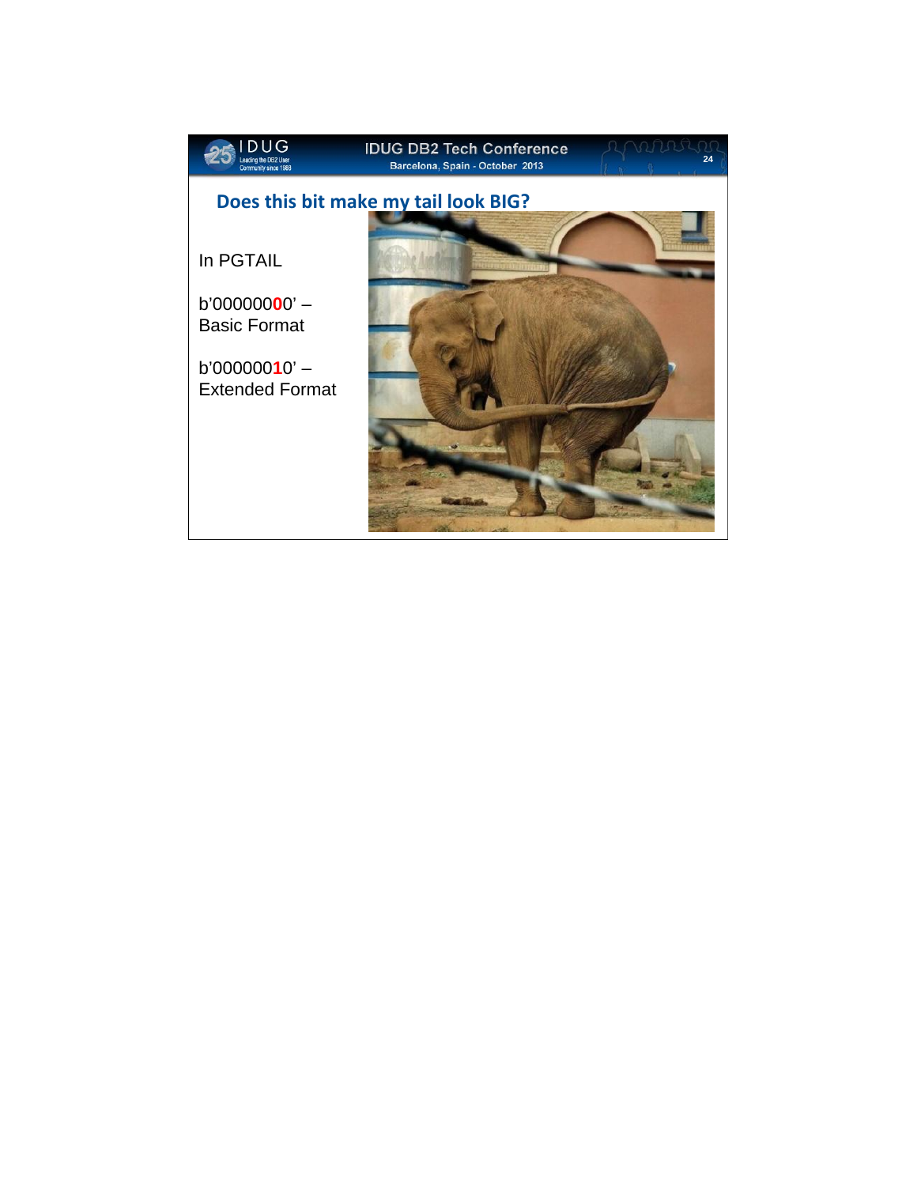## Does this bit make my tail look BIG?

In PGTAIL

b'00000000' –
Basic Format

b'00000010' –
Extended Format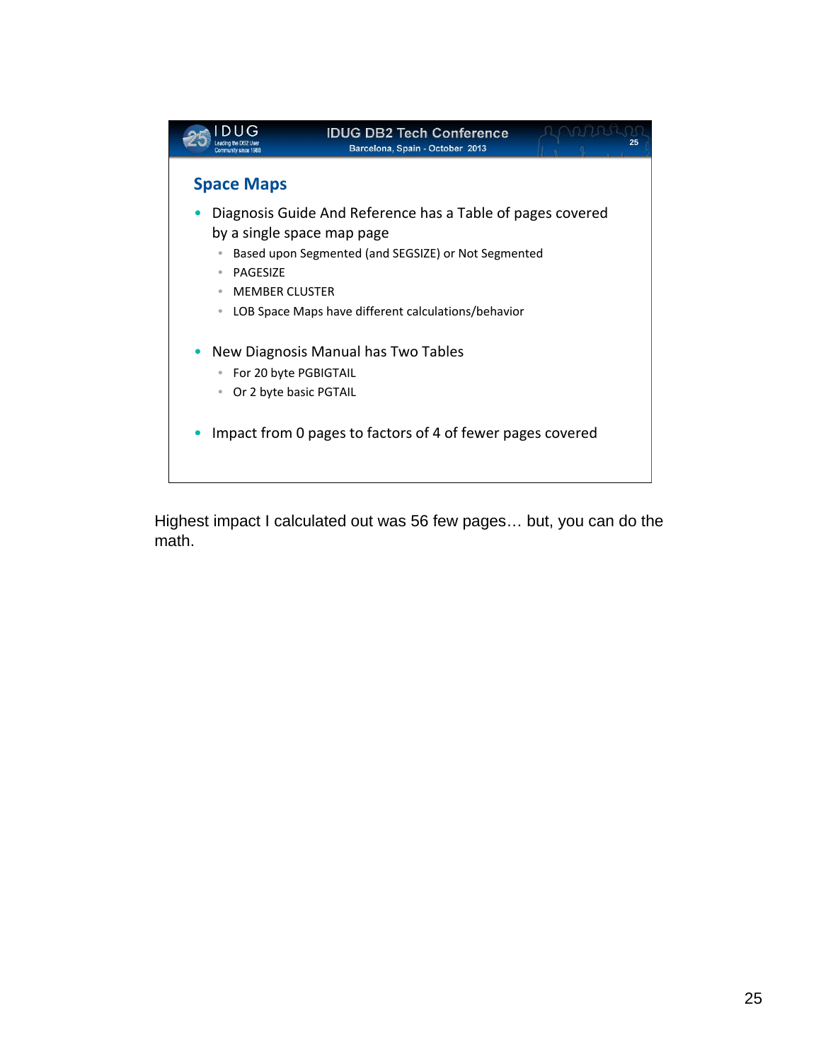## Space Maps

- Diagnosis Guide And Reference has a Table of pages covered by a single space map page
  - Based upon Segmented (and SEGSIZE) or Not Segmented
  - PAGESIZE
  - MEMBER CLUSTER
  - LOB Space Maps have different calculations/behavior
- New Diagnosis Manual has Two Tables
  - For 20 byte PGBIGTAIL
  - Or 2 byte basic PGTAIL
- Impact from 0 pages to factors of 4 of fewer pages covered

Highest impact I calculated out was 56 few pages… but, you can do the math.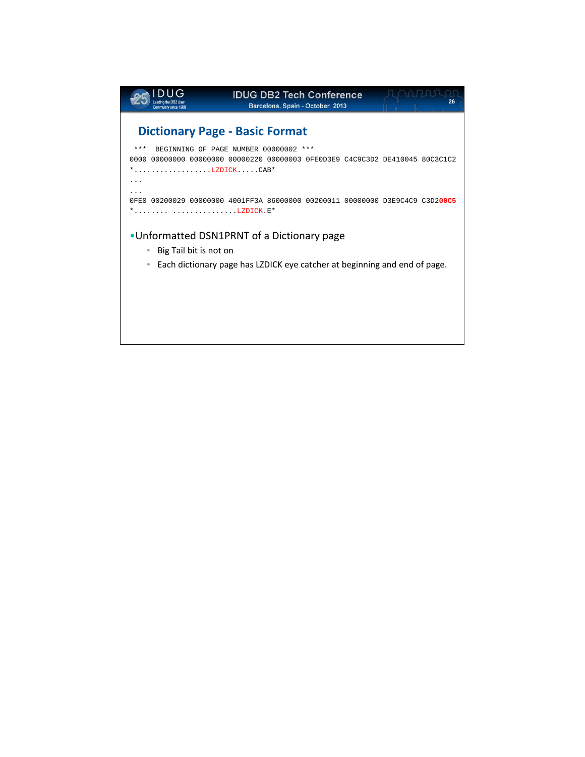## Dictionary Page - Basic Format

```
 ***  BEGINNING OF PAGE NUMBER 00000002 ***
0000 00000000 00000000 00000220 00000003 0FE0D3E9 C4C9C3D2 DE410045 80C3C1C2
*..................LZDICK.....CAB*
...
...
0FE0 00200029 00000000 4001FF3A 86000000 00200011 00000000 D3E9C4C9 C3D200C5
*........ ...............LZDICK.E*
```

- Unformatted DSN1PRNT of a Dictionary page
  - Big Tail bit is not on
  - Each dictionary page has LZDICK eye catcher at beginning and end of page.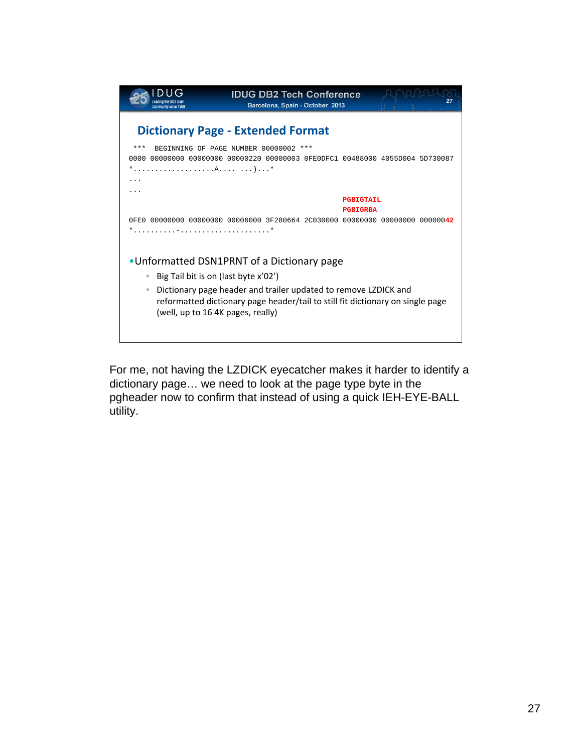## Dictionary Page - Extended Format

```
 ***  BEGINNING OF PAGE NUMBER 00000002 ***
0000 00000000 00000000 00000220 00000003 0FE0DFC1 00488000 4055D004 5D730087
*...................A.... ...)...*
...
...
                                                  PGBIGTAIL
                                                  PGBIGRBA
0FE0 00000000 00000000 00006000 3F280664 2C030000 00000000 00000000 00000042
*..........-.....................*
```

- Unformatted DSN1PRNT of a Dictionary page
  - Big Tail bit is on (last byte x’02’)
  - Dictionary page header and trailer updated to remove LZDICK and reformatted dictionary page header/tail to still fit dictionary on single page (well, up to 16 4K pages, really)

For me, not having the LZDICK eyecatcher makes it harder to identify a dictionary page… we need to look at the page type byte in the pgheader now to confirm that instead of using a quick IEH-EYE-BALL utility.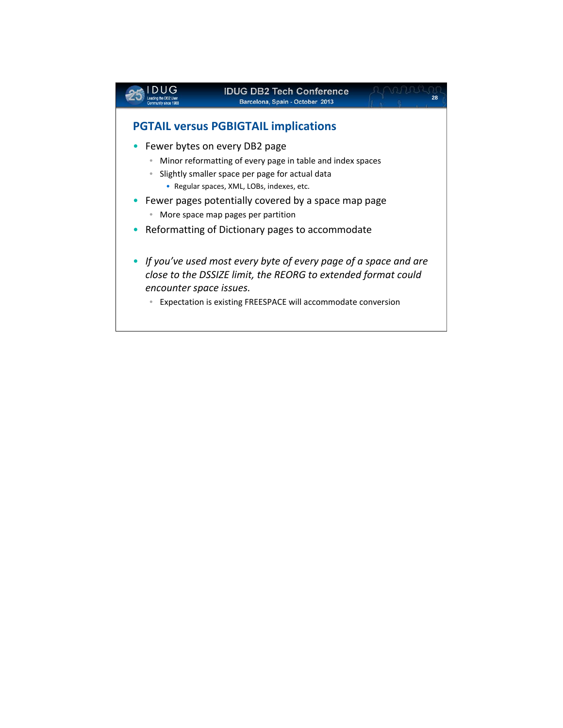## PGTAIL versus PGBIGTAIL implications

- Fewer bytes on every DB2 page
  - Minor reformatting of every page in table and index spaces
  - Slightly smaller space per page for actual data
    - Regular spaces, XML, LOBs, indexes, etc.
- Fewer pages potentially covered by a space map page
  - More space map pages per partition
- Reformatting of Dictionary pages to accommodate
- *If you've used most every byte of every page of a space and are close to the DSSIZE limit, the REORG to extended format could encounter space issues.*
  - Expectation is existing FREESPACE will accommodate conversion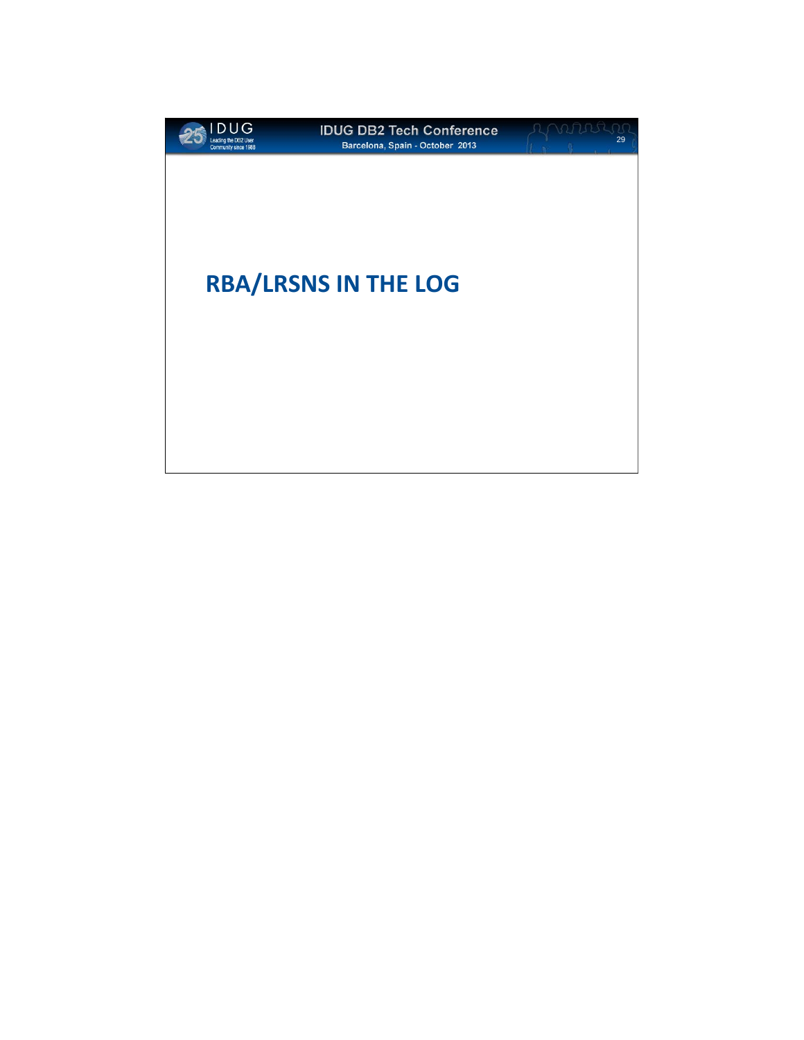# RBA/LRSNS IN THE LOG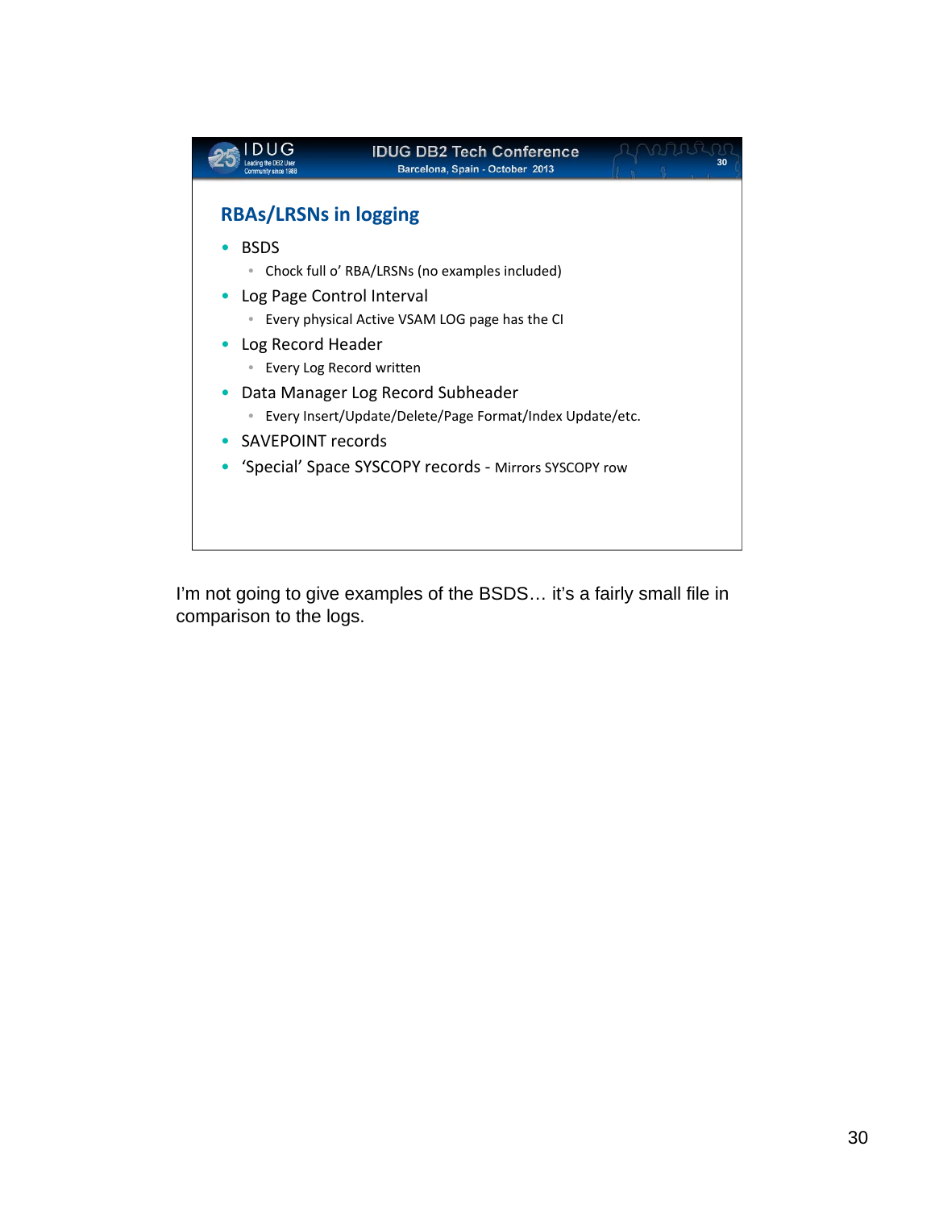## RBAs/LRSNs in logging

- BSDS
  - Chock full o' RBA/LRSNs (no examples included)
- Log Page Control Interval
  - Every physical Active VSAM LOG page has the CI
- Log Record Header
  - Every Log Record written
- Data Manager Log Record Subheader
  - Every Insert/Update/Delete/Page Format/Index Update/etc.
- SAVEPOINT records
- 'Special' Space SYSCOPY records - Mirrors SYSCOPY row

I'm not going to give examples of the BSDS… it's a fairly small file in comparison to the logs.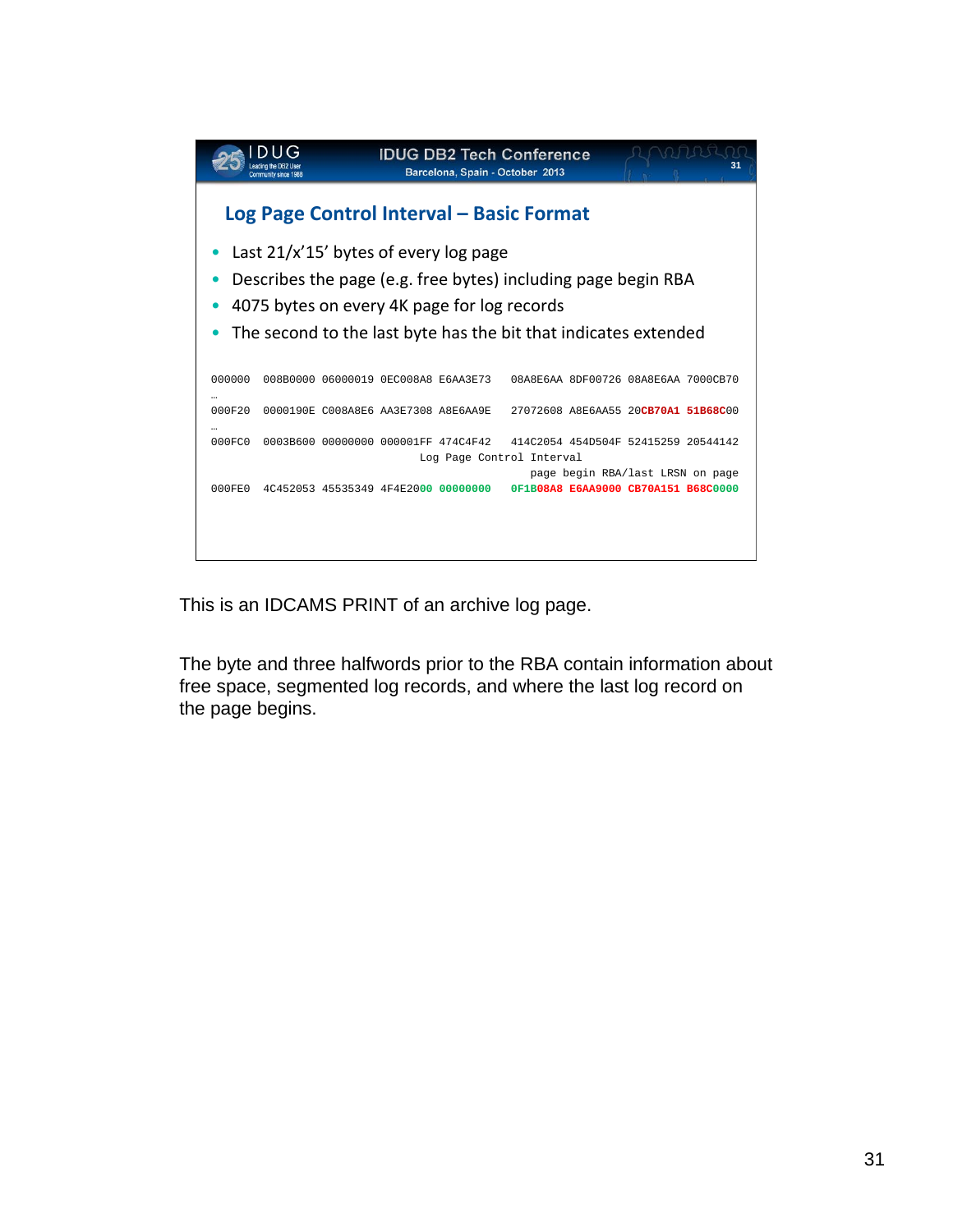## Log Page Control Interval – Basic Format

- Last 21/x'15' bytes of every log page
- Describes the page (e.g. free bytes) including page begin RBA
- 4075 bytes on every 4K page for log records
- The second to the last byte has the bit that indicates extended

```
000000  008B0000 06000019 0EC008A8 E6AA3E73   08A8E6AA 8DF00726 08A8E6AA 7000CB70
…
000F20  0000190E C008A8E6 AA3E7308 A8E6AA9E   27072608 A8E6AA55 20CB70A1 51B68C00
…
000FC0  0003B600 00000000 000001FF 474C4F42   414C2054 454D504F 52415259 20544142
                                        Log Page Control Interval
                                                         page begin RBA/last LRSN on page
000FE0  4C452053 45535349 4F4E2000 00000000   0F1B08A8 E6AA9000 CB70A151 B68C0000
```

This is an IDCAMS PRINT of an archive log page.

The byte and three halfwords prior to the RBA contain information about free space, segmented log records, and where the last log record on the page begins.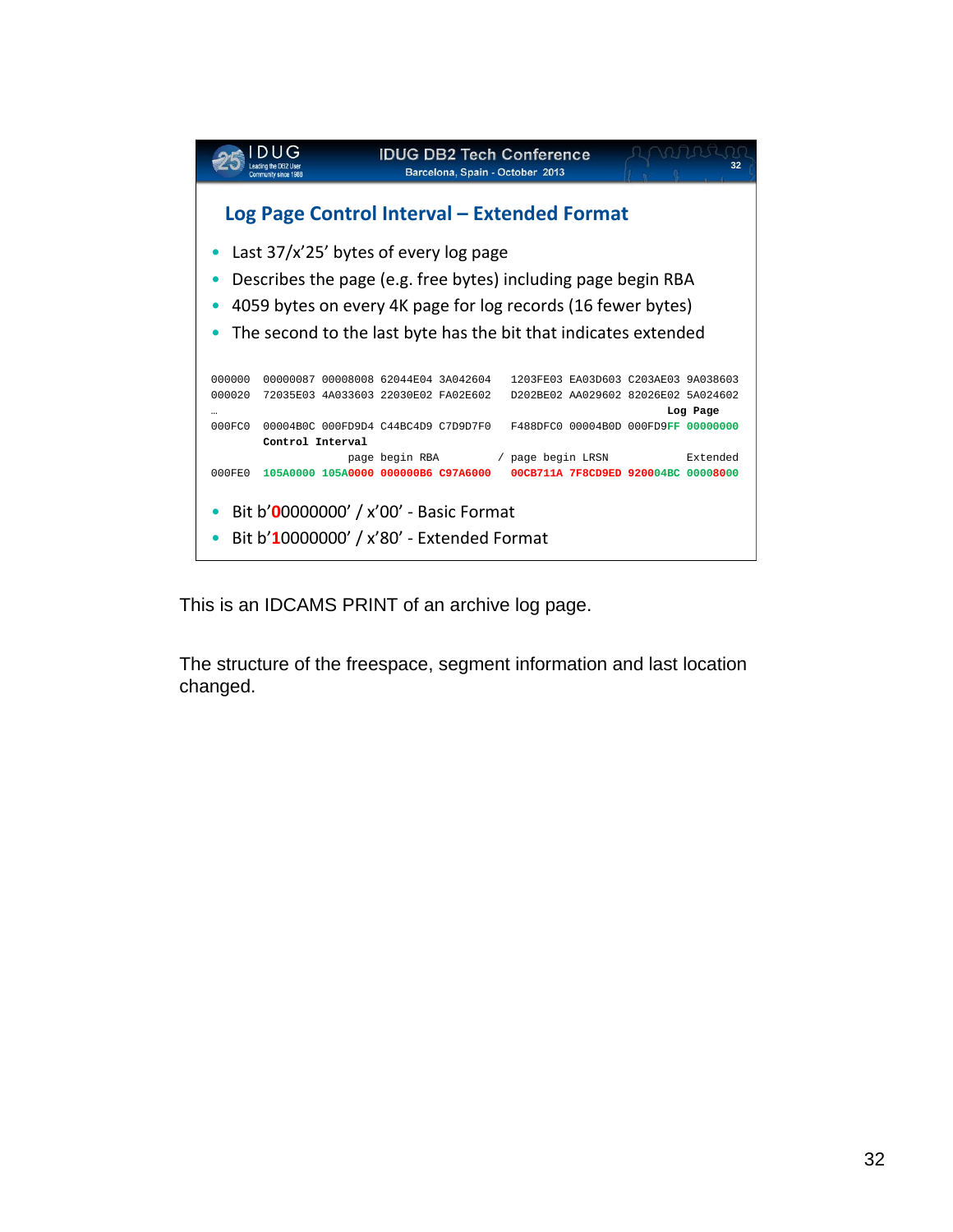## Log Page Control Interval – Extended Format

- Last 37/x'25' bytes of every log page
- Describes the page (e.g. free bytes) including page begin RBA
- 4059 bytes on every 4K page for log records (16 fewer bytes)
- The second to the last byte has the bit that indicates extended

```
000000  00000087 00008008 62044E04 3A042604   1203FE03 EA03D603 C203AE03 9A038603
000020  72035E03 4A033603 22030E02 FA02E602   D202BE02 AA029602 82026E02 5A024602
…                                                                         Log Page
000FC0  00004B0C 000FD9D4 C44BC4D9 C7D9D7F0   F488DFC0 00004B0D 000FD9FF 00000000
        Control Interval
                     page begin RBA          / page begin LRSN               Extended
000FE0  105A0000 105A0000 000000B6 C97A6000   00CB711A 7F8CD9ED 920004BC 00008000
```

- Bit b'00000000' / x'00' - Basic Format
- Bit b'10000000' / x'80' - Extended Format

This is an IDCAMS PRINT of an archive log page.

The structure of the freespace, segment information and last location changed.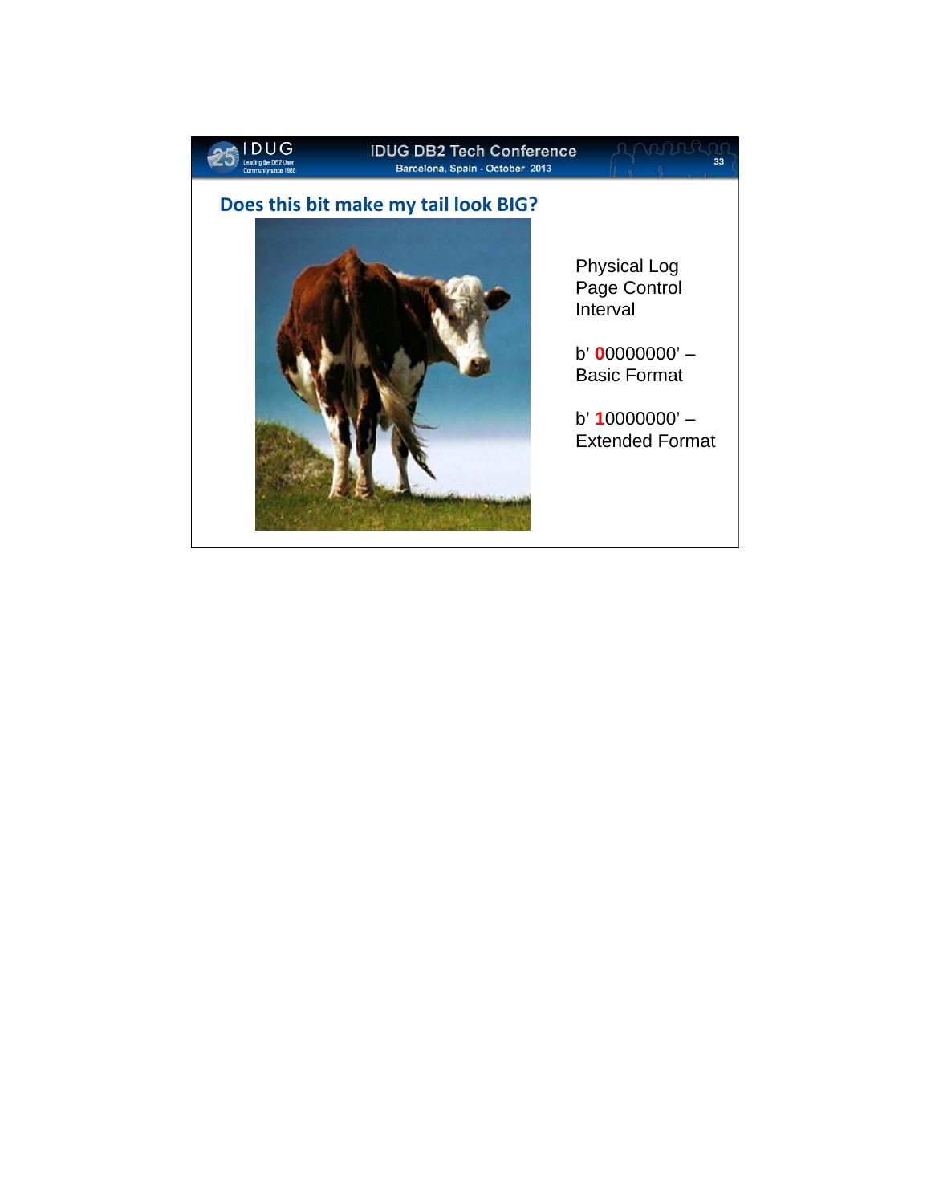## Does this bit make my tail look BIG?

Physical Log Page Control Interval

b' **0**0000000' – Basic Format

b' **1**0000000' – Extended Format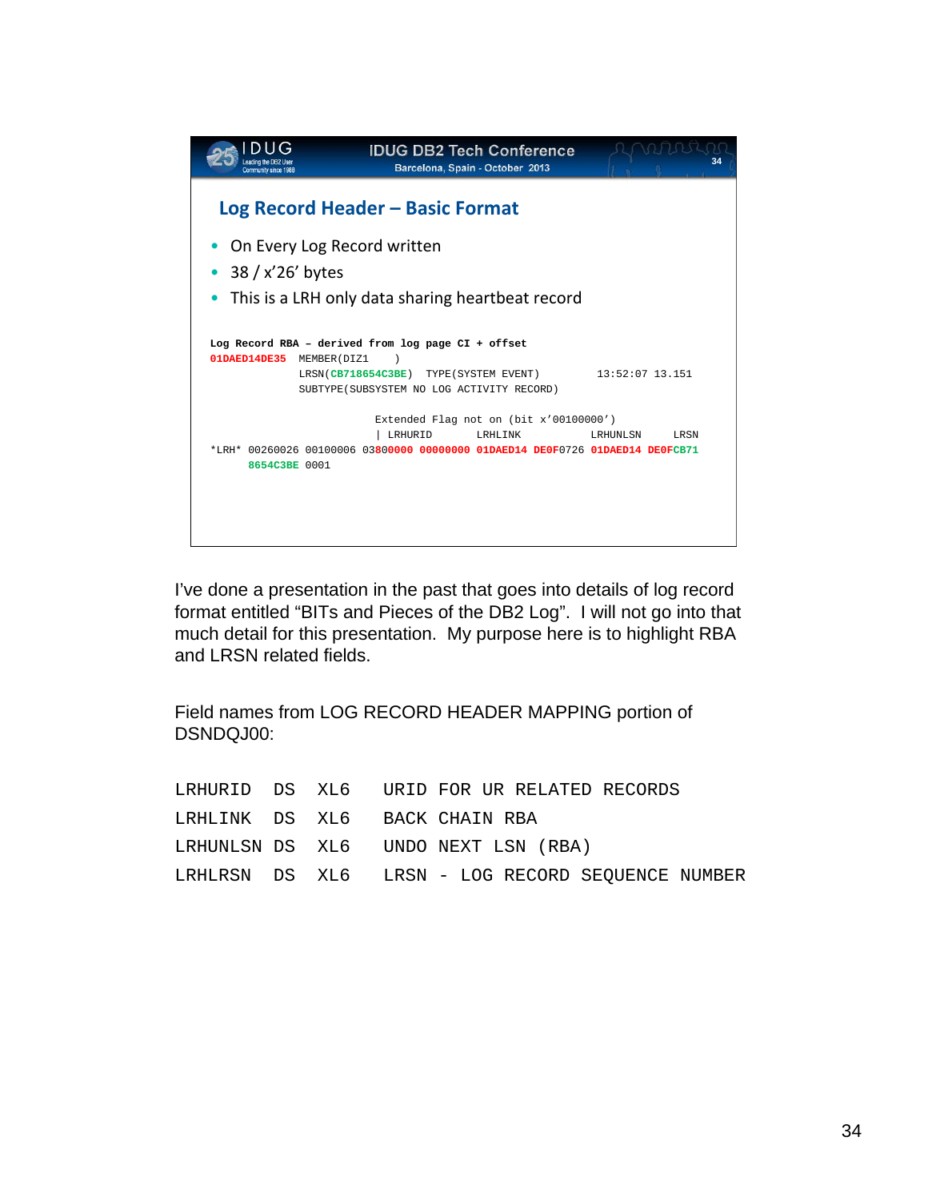## Log Record Header – Basic Format

- On Every Log Record written
- 38 / x'26' bytes
- This is a LRH only data sharing heartbeat record

```
Log Record RBA – derived from log page CI + offset
01DAED14DE35  MEMBER(DIZ1    )
              LRSN(CB718654C3BE)  TYPE(SYSTEM EVENT)        13:52:07 13.151
              SUBTYPE(SUBSYSTEM NO LOG ACTIVITY RECORD)

                          Extended Flag not on (bit x'00100000')
                          | LRHURID       LRHLINK           LRHUNLSN      LRSN
*LRH* 00260026 00100006 03800000 00000000 01DAED14 DE0F0726 01DAED14 DE0FCB71
      8654C3BE 0001
```

I've done a presentation in the past that goes into details of log record format entitled "BITs and Pieces of the DB2 Log". I will not go into that much detail for this presentation. My purpose here is to highlight RBA and LRSN related fields.

Field names from LOG RECORD HEADER MAPPING portion of DSNDQJ00:

```
LRHURID  DS  XL6   URID FOR UR RELATED RECORDS
LRHLINK  DS  XL6   BACK CHAIN RBA
LRHUNLSN DS  XL6   UNDO NEXT LSN (RBA)
LRHLRSN  DS  XL6   LRSN - LOG RECORD SEQUENCE NUMBER
```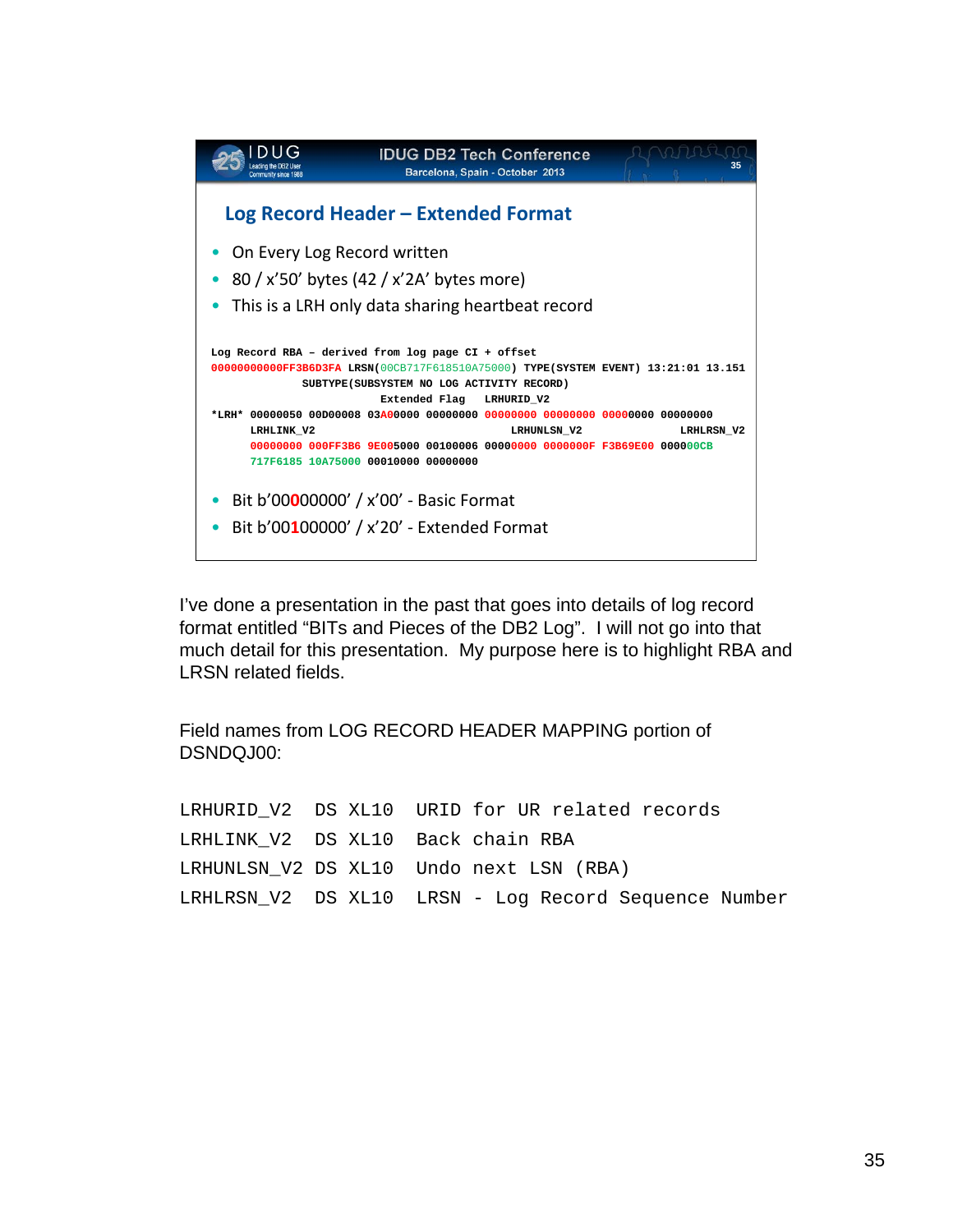## Log Record Header – Extended Format

- On Every Log Record written
- 80 / x'50' bytes (42 / x'2A' bytes more)
- This is a LRH only data sharing heartbeat record

```
Log Record RBA – derived from log page CI + offset
00000000000FF3B6D3FA LRSN(00CB717F618510A75000) TYPE(SYSTEM EVENT) 13:21:01 13.151
              SUBTYPE(SUBSYSTEM NO LOG ACTIVITY RECORD)
                          Extended Flag    LRHURID_V2
*LRH* 00000050 00D00008 03A00000 00000000 00000000 00000000 00000000 00000000
      LRHLINK_V2                                LRHUNLSN_V2              LRHLRSN_V2
      00000000 000FF3B6 9E005000 00100006 00000000 0000000F F3B69E00 000000CB
      717F6185 10A75000 00010000 00000000
```

- Bit b'00000000' / x'00' - Basic Format
- Bit b'00100000' / x'20' - Extended Format

I've done a presentation in the past that goes into details of log record format entitled "BITs and Pieces of the DB2 Log". I will not go into that much detail for this presentation. My purpose here is to highlight RBA and LRSN related fields.

Field names from LOG RECORD HEADER MAPPING portion of DSNDQJ00:

```
LRHURID_V2   DS XL10  URID for UR related records
LRHLINK_V2   DS XL10  Back chain RBA
LRHUNLSN_V2  DS XL10  Undo next LSN (RBA)
LRHLRSN_V2   DS XL10  LRSN - Log Record Sequence Number
```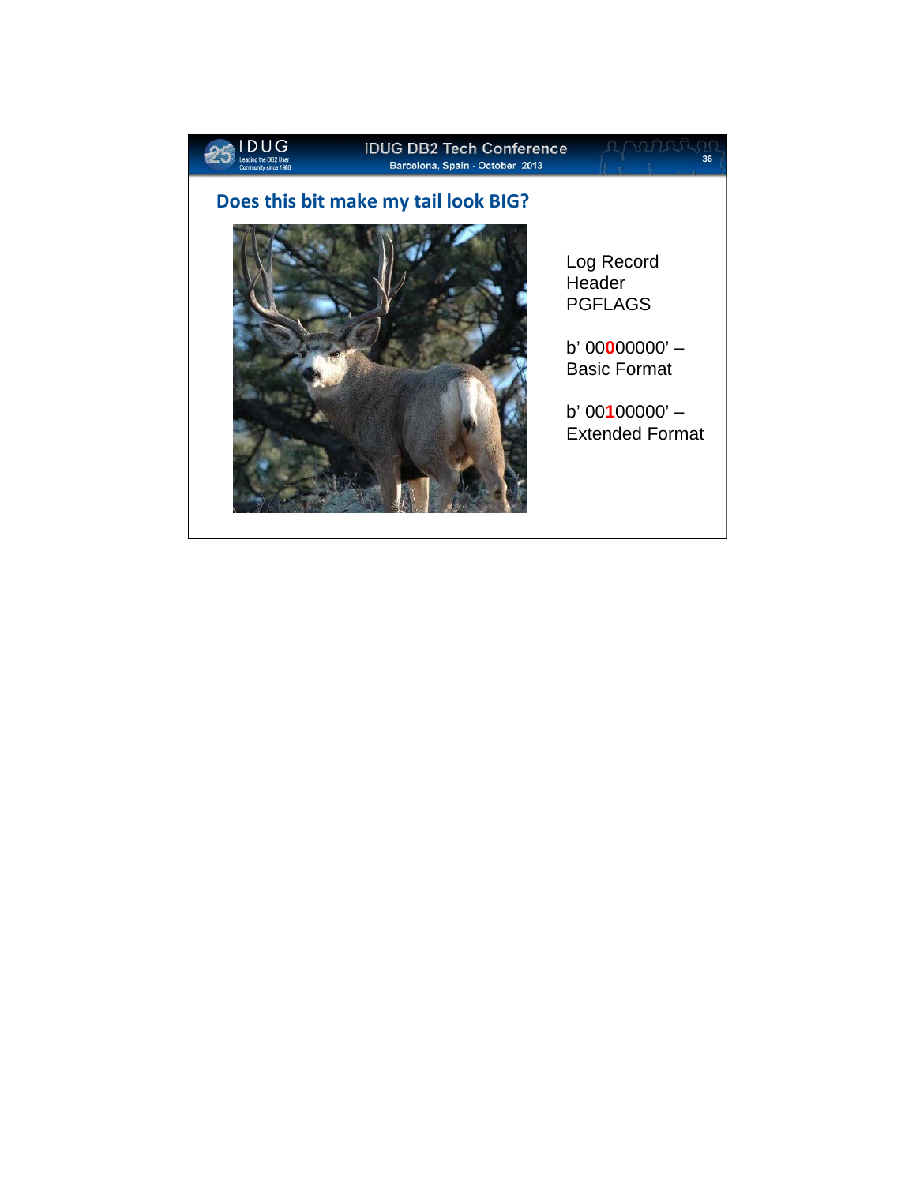## Does this bit make my tail look BIG?

Log Record Header PGFLAGS

b' 00**0**00000' – Basic Format

b' 00**1**00000' – Extended Format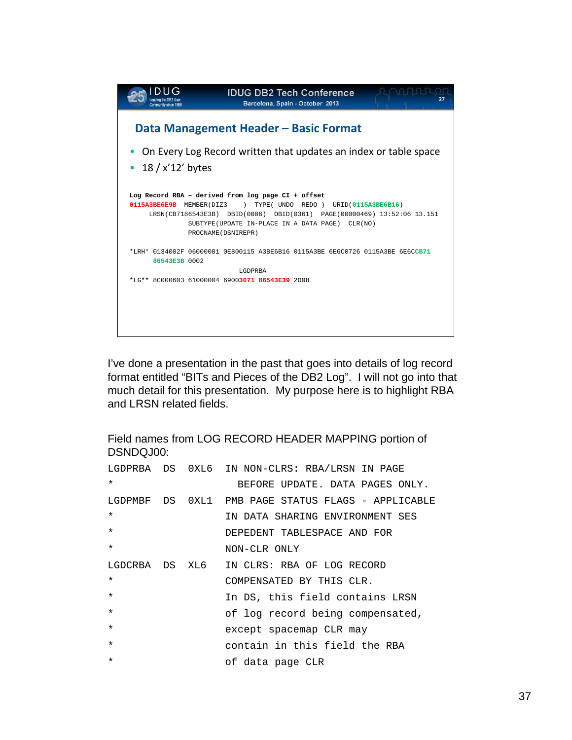## Data Management Header – Basic Format

- On Every Log Record written that updates an index or table space
- 18 / x'12' bytes

```
Log Record RBA – derived from log page CI + offset
0115A3BE6E9B  MEMBER(DIZ3     )  TYPE( UNDO  REDO )  URID(0115A3BE6B16)
     LRSN(CB7186543E3B)  DBID(0006)  OBID(0361)  PAGE(00000469) 13:52:06 13.151
               SUBTYPE(UPDATE IN-PLACE IN A DATA PAGE)  CLR(NO)
               PROCNAME(DSNIREPR)

*LRH* 0134002F 06000001 0E800115 A3BE6B16 0115A3BE 6E6C0726 0115A3BE 6E6CCB71
      86543E3B 0002
                            LGDPRBA
*LG** 8C000603 61000004 69003071 86543E39 2D08
```

I've done a presentation in the past that goes into details of log record format entitled "BITs and Pieces of the DB2 Log". I will not go into that much detail for this presentation. My purpose here is to highlight RBA and LRSN related fields.

Field names from LOG RECORD HEADER MAPPING portion of DSNDQJ00:

```
LGDPRBA   DS   0XL6  IN NON-CLRS: RBA/LRSN IN PAGE
*                      BEFORE UPDATE. DATA PAGES ONLY.
LGDPMBF   DS   0XL1  PMB PAGE STATUS FLAGS - APPLICABLE
*                    IN DATA SHARING ENVIRONMENT SES
*                    DEPEDENT TABLESPACE AND FOR
*                    NON-CLR ONLY
LGDCRBA   DS   XL6   IN CLRS: RBA OF LOG RECORD
*                    COMPENSATED BY THIS CLR.
*                    In DS, this field contains LRSN
*                    of log record being compensated,
*                    except spacemap CLR may
*                    contain in this field the RBA
*                    of data page CLR
```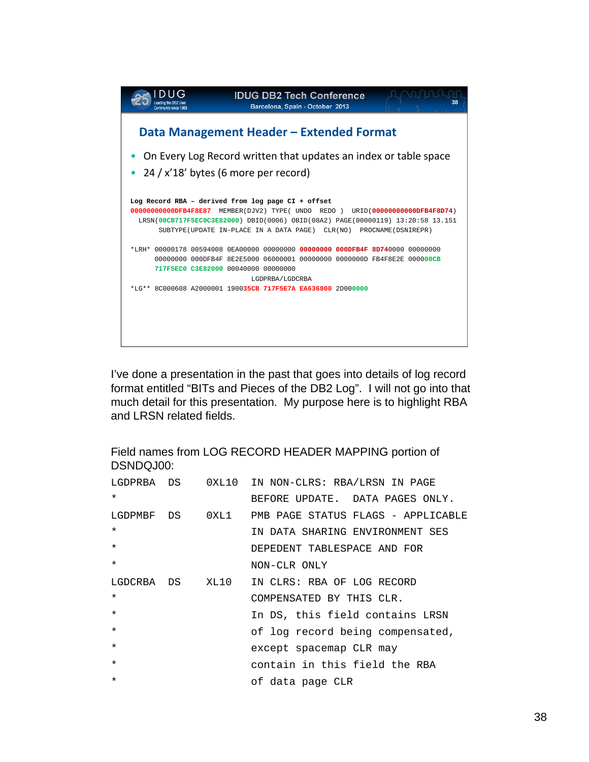## Data Management Header – Extended Format

- On Every Log Record written that updates an index or table space
- 24 / x'18' bytes (6 more per record)

```
Log Record RBA – derived from log page CI + offset
00000000000DFB4F8E87  MEMBER(DJV2) TYPE( UNDO  REDO )  URID(00000000000DFB4F8D74)
  LRSN(00CB717F5EC0C3E82000) DBID(0006) OBID(08A2) PAGE(00000119) 13:20:58 13.151
       SUBTYPE(UPDATE IN-PLACE IN A DATA PAGE)  CLR(NO)  PROCNAME(DSNIREPR)

*LRH* 00000178 00594008 0EA00000 00000000 00000000 000DFB4F 8D740000 00000000
      00000000 000DFB4F 8E2E5000 06000001 00000000 0000000D FB4F8E2E 000000CB
      717F5EC0 C3E82000 00040000 00000000
                               LGDPRBA/LGDCRBA
*LG** 8C000608 A2000001 190035CB 717F5E7A EA636800 2D000000
```

I've done a presentation in the past that goes into details of log record format entitled "BITs and Pieces of the DB2 Log". I will not go into that much detail for this presentation. My purpose here is to highlight RBA and LRSN related fields.

Field names from LOG RECORD HEADER MAPPING portion of DSNDQJ00:

```
LGDPRBA   DS    0XL10  IN NON-CLRS: RBA/LRSN IN PAGE
*                      BEFORE UPDATE.  DATA PAGES ONLY.
LGDPMBF   DS    0XL1   PMB PAGE STATUS FLAGS - APPLICABLE
*                      IN DATA SHARING ENVIRONMENT SES
*                      DEPEDENT TABLESPACE AND FOR
*                      NON-CLR ONLY
LGDCRBA   DS    XL10   IN CLRS: RBA OF LOG RECORD
*                      COMPENSATED BY THIS CLR.
*                      In DS, this field contains LRSN
*                      of log record being compensated,
*                      except spacemap CLR may
*                      contain in this field the RBA
*                      of data page CLR
```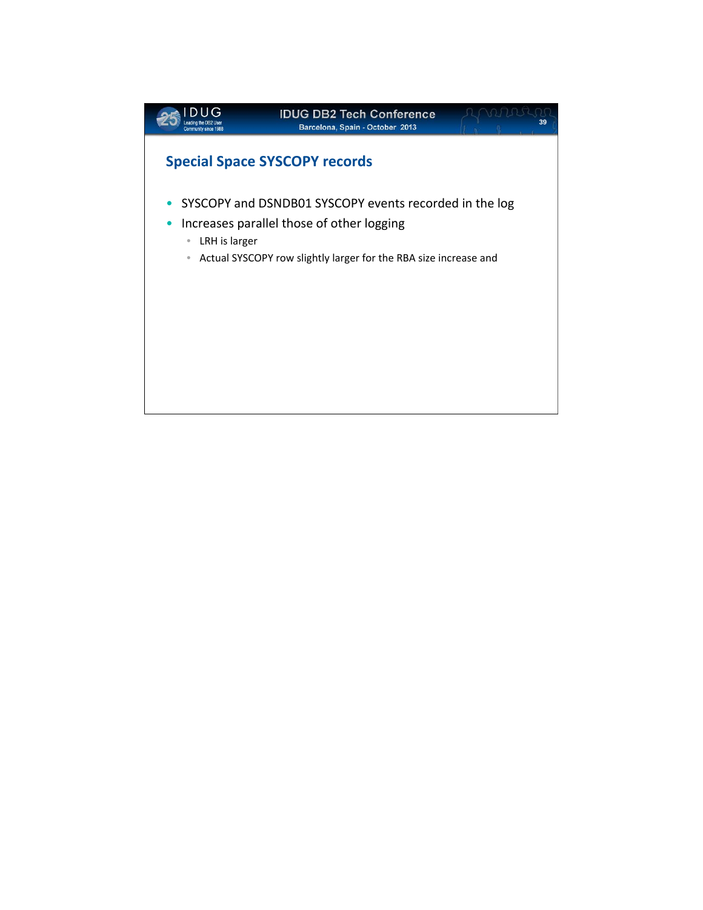## Special Space SYSCOPY records

- SYSCOPY and DSNDB01 SYSCOPY events recorded in the log
- Increases parallel those of other logging
  - LRH is larger
  - Actual SYSCOPY row slightly larger for the RBA size increase and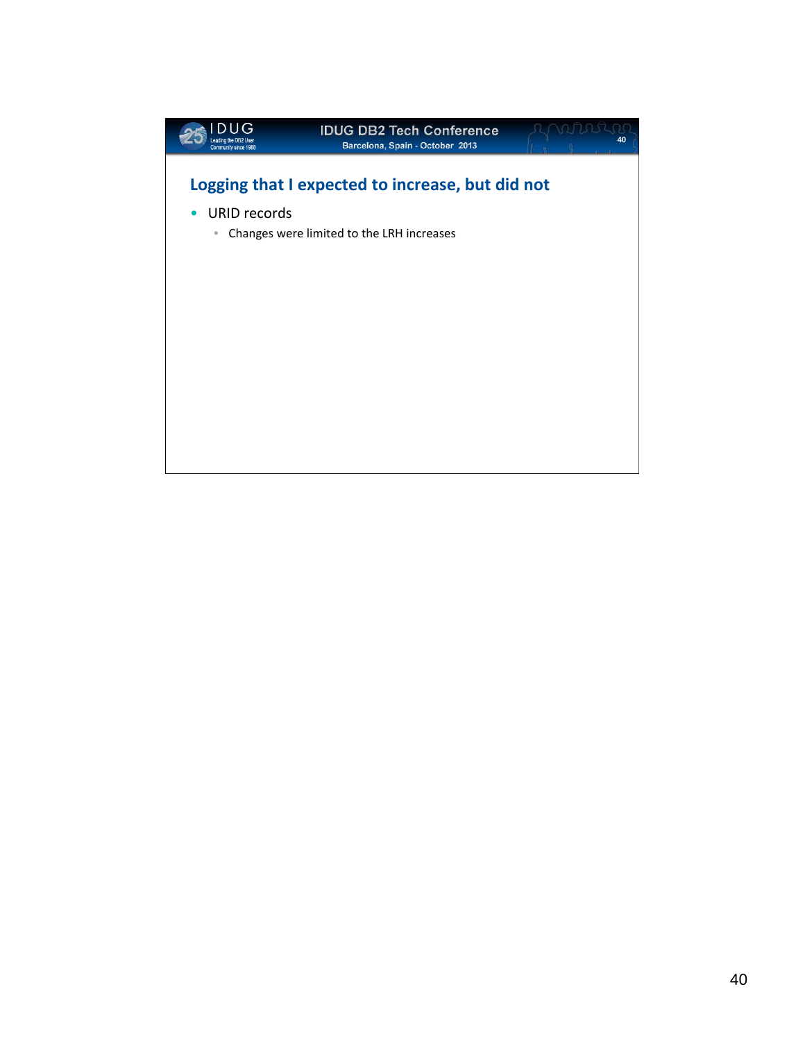## Logging that I expected to increase, but did not

- URID records
  - Changes were limited to the LRH increases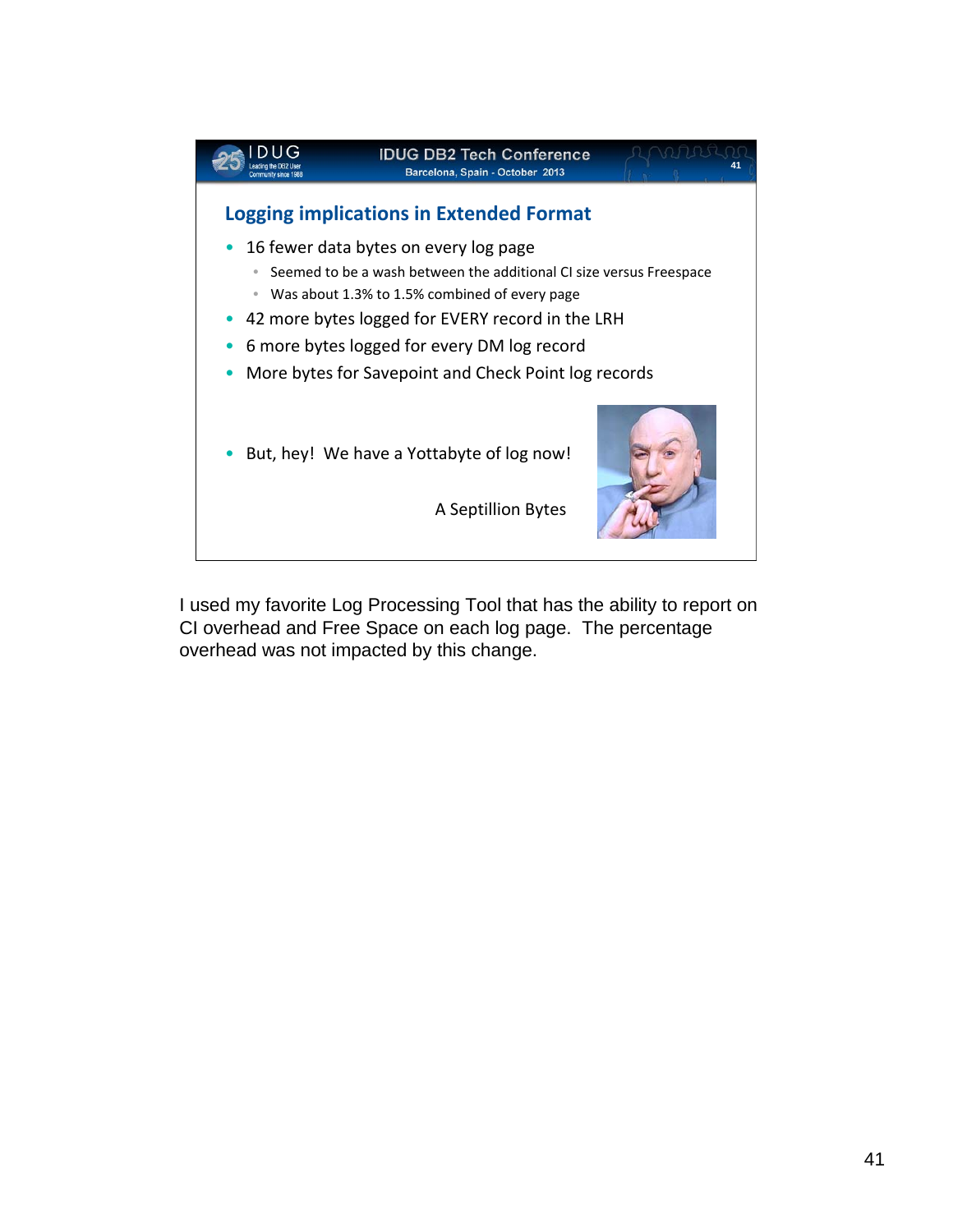## Logging implications in Extended Format

- 16 fewer data bytes on every log page
  - Seemed to be a wash between the additional CI size versus Freespace
  - Was about 1.3% to 1.5% combined of every page
- 42 more bytes logged for EVERY record in the LRH
- 6 more bytes logged for every DM log record
- More bytes for Savepoint and Check Point log records

- But, hey! We have a Yottabyte of log now!

A Septillion Bytes

I used my favorite Log Processing Tool that has the ability to report on CI overhead and Free Space on each log page. The percentage overhead was not impacted by this change.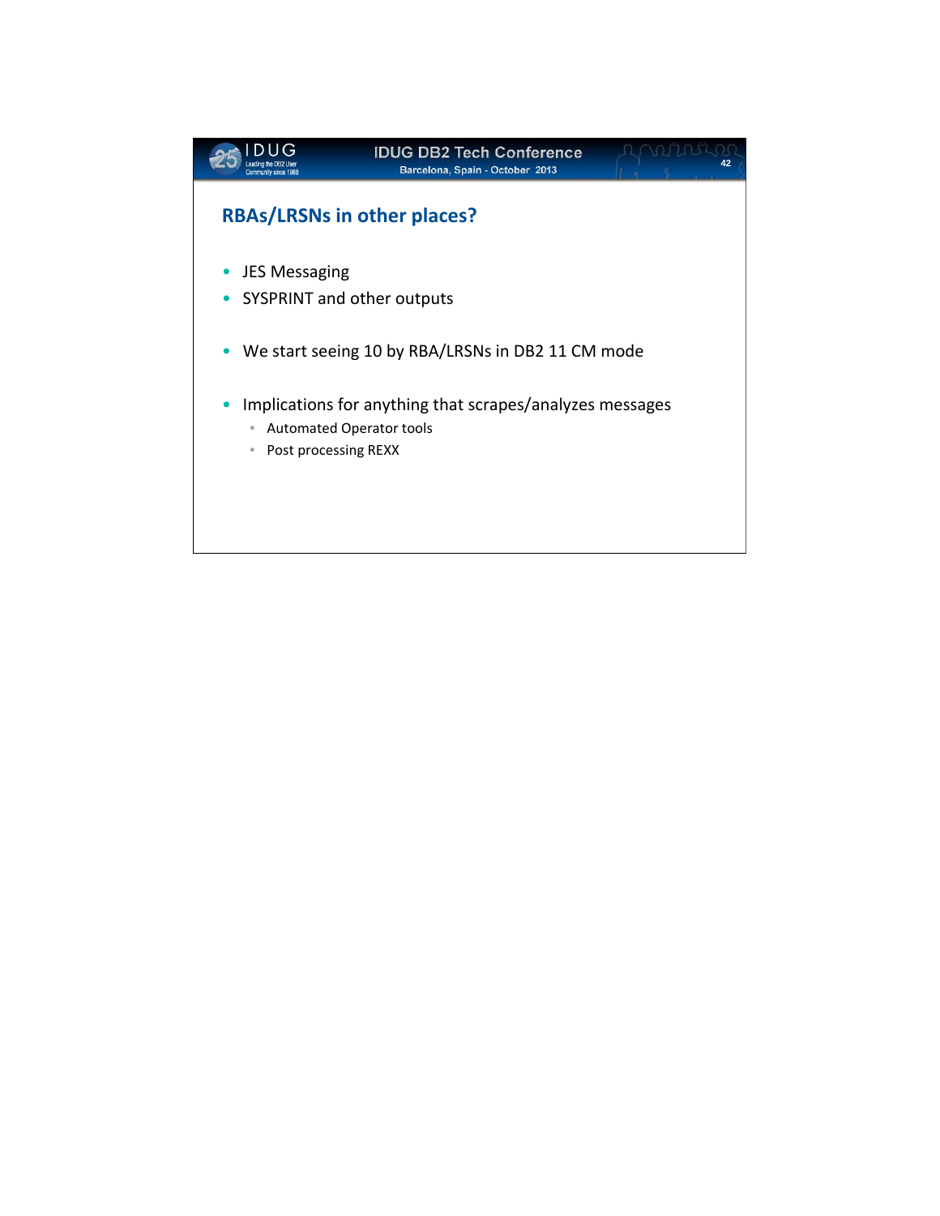## RBAs/LRSNs in other places?

- JES Messaging
- SYSPRINT and other outputs

- We start seeing 10 by RBA/LRSNs in DB2 11 CM mode

- Implications for anything that scrapes/analyzes messages
  - Automated Operator tools
  - Post processing REXX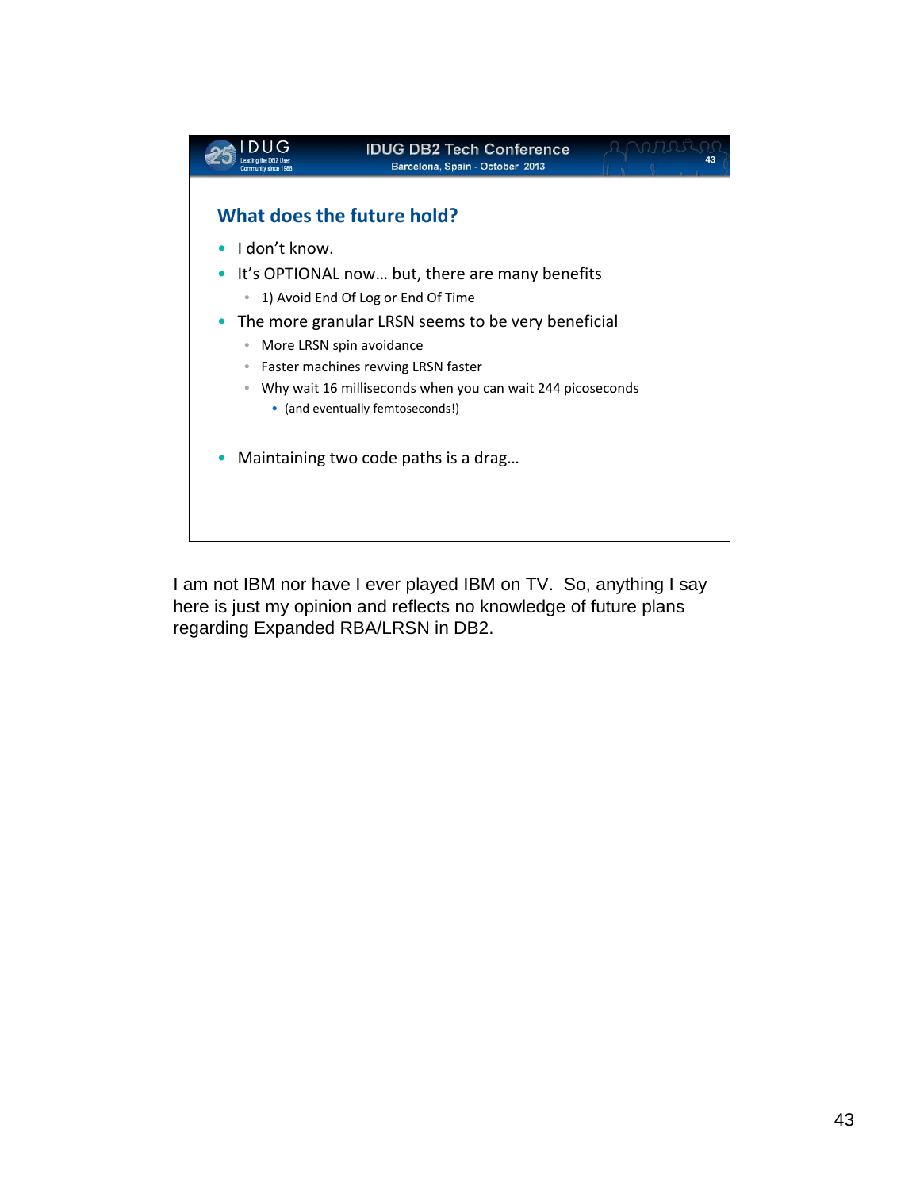## What does the future hold?

- I don't know.
- It's OPTIONAL now… but, there are many benefits
  - 1) Avoid End Of Log or End Of Time
- The more granular LRSN seems to be very beneficial
  - More LRSN spin avoidance
  - Faster machines revving LRSN faster
  - Why wait 16 milliseconds when you can wait 244 picoseconds
    - (and eventually femtoseconds!)
- Maintaining two code paths is a drag…

I am not IBM nor have I ever played IBM on TV. So, anything I say here is just my opinion and reflects no knowledge of future plans regarding Expanded RBA/LRSN in DB2.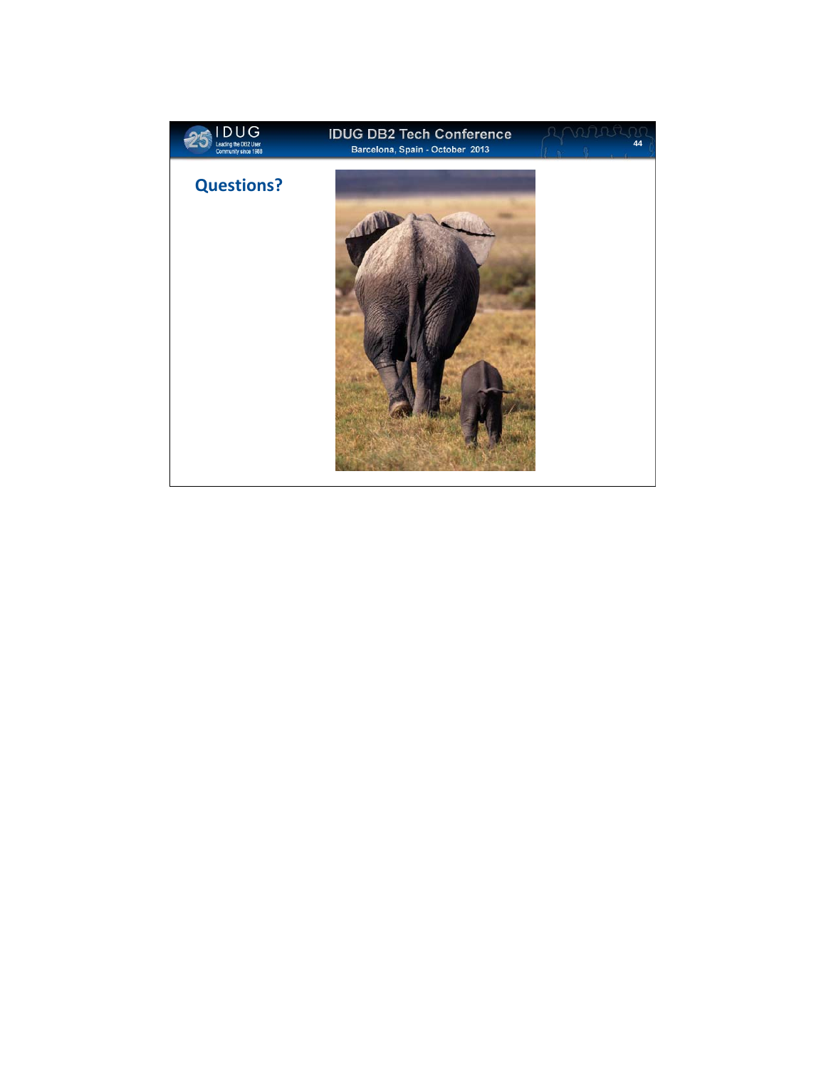## Questions?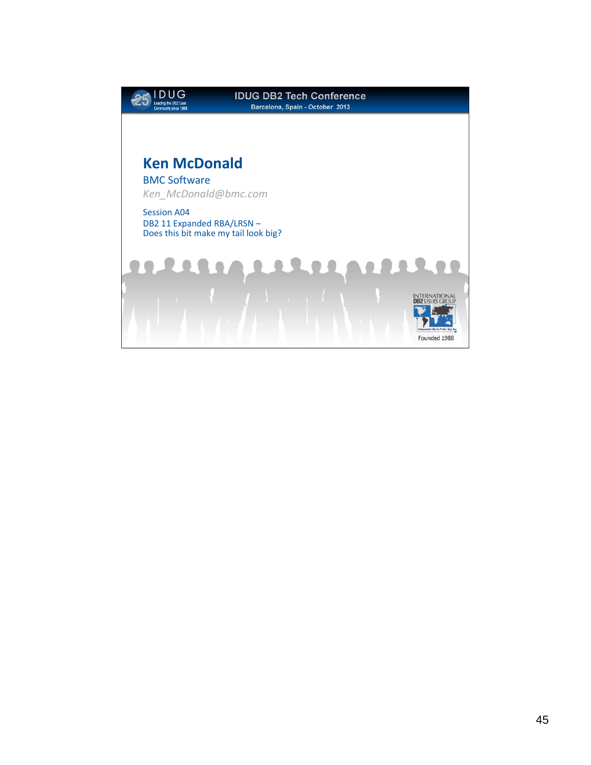IDUG DB2 Tech Conference

Barcelona, Spain - October 2013

# Ken McDonald

BMC Software

*Ken_McDonald@bmc.com*

Session A04

DB2 11 Expanded RBA/LRSN –
Does this bit make my tail look big?